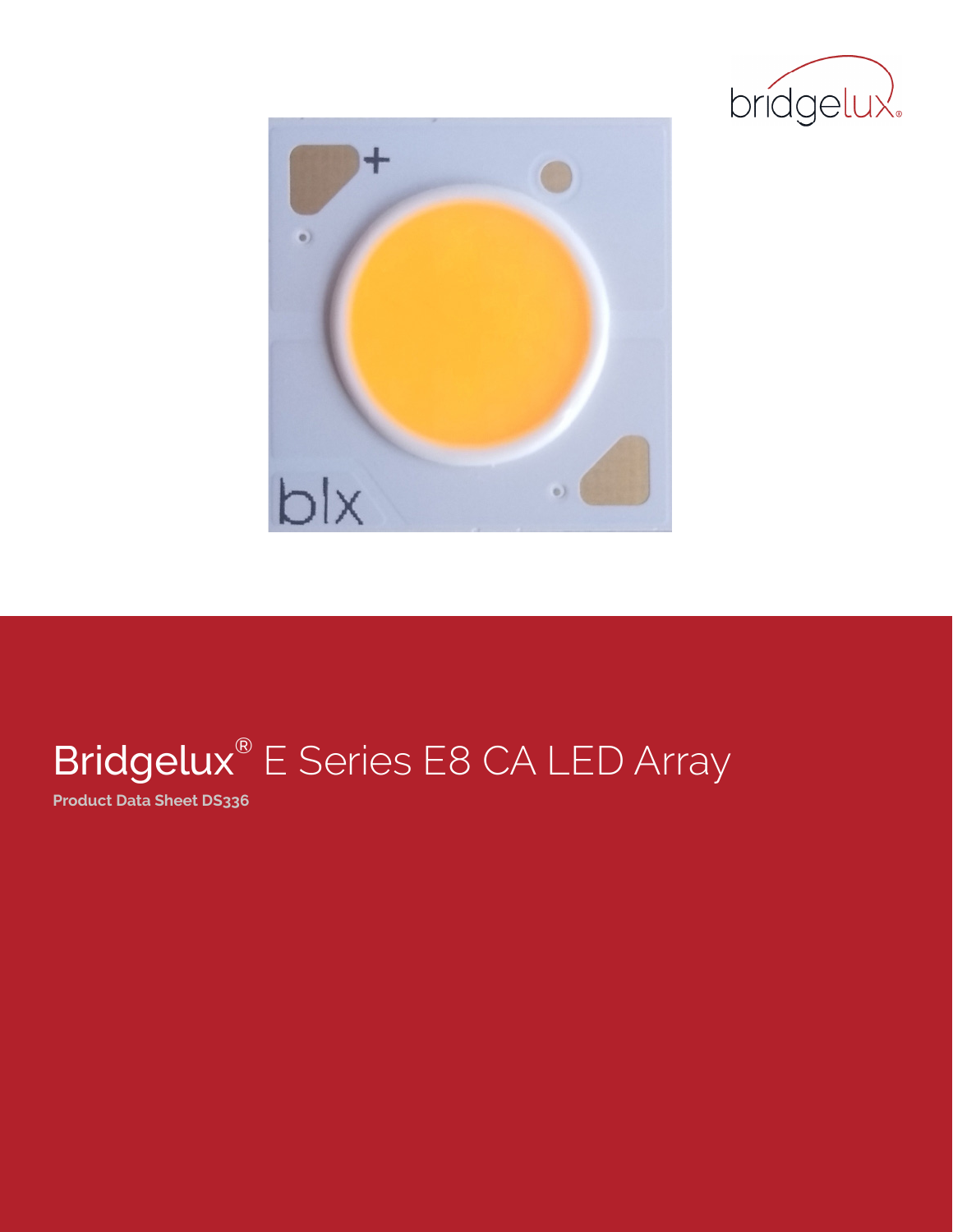# Bridgelux® E Series E8 CA LED Array

**Product Data Sheet DS336**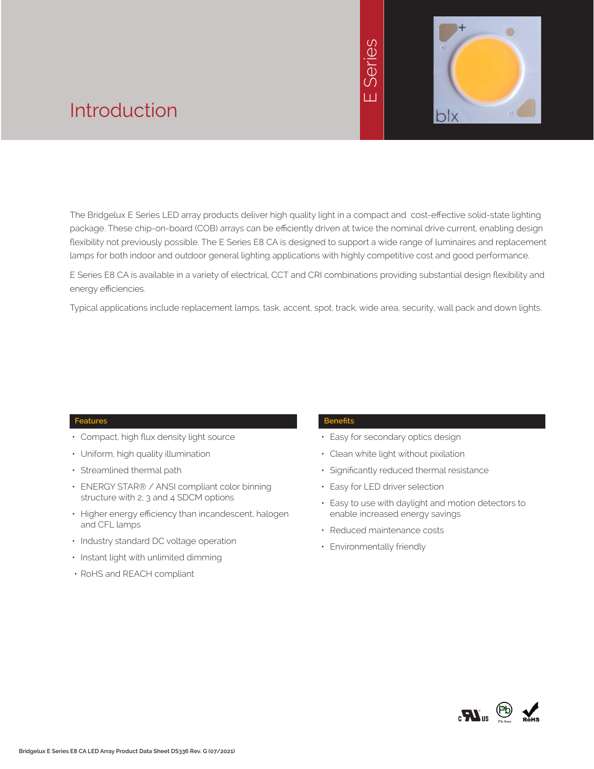# Introduction

The Bridgelux E Series LED array products deliver high quality light in a compact and cost-effective solid-state lighting package. These chip-on-board (COB) arrays can be efficiently driven at twice the nominal drive current, enabling design flexibility not previously possible. The E Series E8 CA is designed to support a wide range of luminaires and replacement lamps for both indoor and outdoor general lighting applications with highly competitive cost and good performance.

E Series E8 CA is available in a variety of electrical, CCT and CRI combinations providing substantial design flexibility and energy efficiencies.

Typical applications include replacement lamps, task, accent, spot, track, wide area, security, wall pack and down lights.

## Features

- Compact, high flux density light source
- Uniform, high quality illumination
- Streamlined thermal path
- ENERGY STAR® / ANSI compliant color binning structure with 2, 3 and 4 SDCM options
- Higher energy efficiency than incandescent, halogen and CFL lamps
- Industry standard DC voltage operation
- Instant light with unlimited dimming
- RoHS and REACH compliant

## Benefits

- Easy for secondary optics design
- Clean white light without pixilation
- Significantly reduced thermal resistance
- Easy for LED driver selection
- Easy to use with daylight and motion detectors to enable increased energy savings
- Reduced maintenance costs
- Environmentally friendly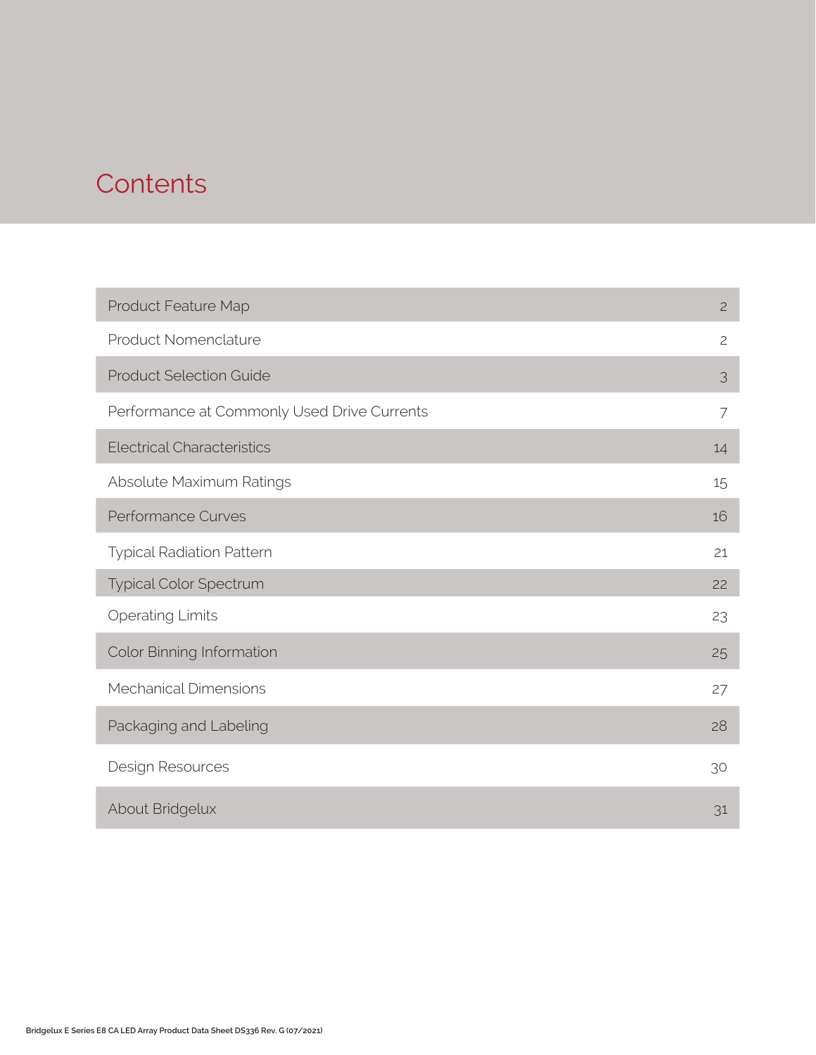# Contents

| | |
|---|---|
| Product Feature Map | 2 |
| Product Nomenclature | 2 |
| Product Selection Guide | 3 |
| Performance at Commonly Used Drive Currents | 7 |
| Electrical Characteristics | 14 |
| Absolute Maximum Ratings | 15 |
| Performance Curves | 16 |
| Typical Radiation Pattern | 21 |
| Typical Color Spectrum | 22 |
| Operating Limits | 23 |
| Color Binning Information | 25 |
| Mechanical Dimensions | 27 |
| Packaging and Labeling | 28 |
| Design Resources | 30 |
| About Bridgelux | 31 |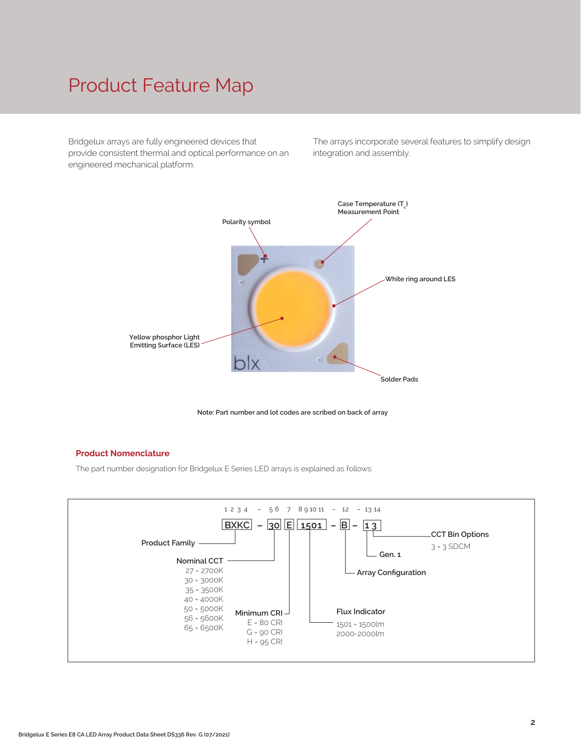# Product Feature Map

Bridgelux arrays are fully engineered devices that provide consistent thermal and optical performance on an engineered mechanical platform.

The arrays incorporate several features to simplify design integration and assembly.

Polarity symbol

Case Temperature ($T_c$) Measurement Point

White ring around LES

Yellow phosphor Light Emitting Surface (LES)

Solder Pads

Note: Part number and lot codes are scribed on back of array

## Product Nomenclature

The part number designation for Bridgelux E Series LED arrays is explained as follows:

1 2 3 4 – 5 6 7 8 9 10 11 – 12 – 13 14

BXKC – 30 E 1501 – B – 13

**Product Family** (positions 1–4)

**Nominal CCT** (positions 5–6)
- 27 = 2700K
- 30 = 3000K
- 35 = 3500K
- 40 = 4000K
- 50 = 5000K
- 56 = 5600K
- 65 = 6500K

**Minimum CRI** (position 7)
- E = 80 CRI
- G = 90 CRI
- H = 95 CRI

**Flux Indicator** (positions 8–11)
- 1501 = 1500lm
- 2000-2000lm

**Array Configuration** (position 12)

**Gen. 1** (position 13)

**CCT Bin Options** (position 14)
- 3 = 3 SDCM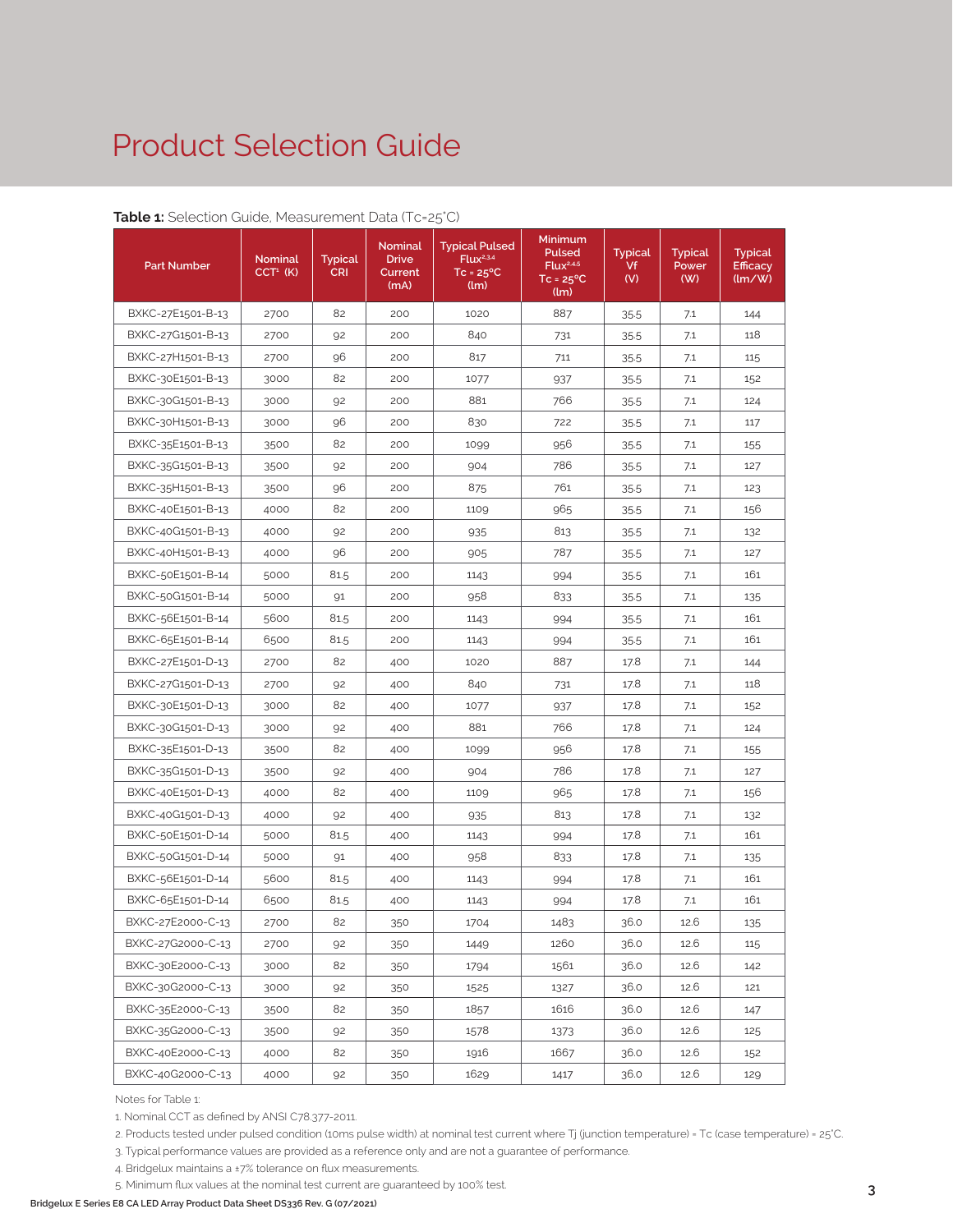# Product Selection Guide

**Table 1:** Selection Guide, Measurement Data (Tc=25°C)

| Part Number | Nominal CCT[1] (K) | Typical CRI | Nominal Drive Current (mA) | Typical Pulsed Flux[2,3,4] Tc = 25°C (lm) | Minimum Pulsed Flux[2,4,5] Tc = 25°C (lm) | Typical Vf (V) | Typical Power (W) | Typical Efficacy (lm/W) |
|---|---|---|---|---|---|---|---|---|
| BXKC-27E1501-B-13 | 2700 | 82 | 200 | 1020 | 887 | 35.5 | 7.1 | 144 |
| BXKC-27G1501-B-13 | 2700 | 92 | 200 | 840 | 731 | 35.5 | 7.1 | 118 |
| BXKC-27H1501-B-13 | 2700 | 96 | 200 | 817 | 711 | 35.5 | 7.1 | 115 |
| BXKC-30E1501-B-13 | 3000 | 82 | 200 | 1077 | 937 | 35.5 | 7.1 | 152 |
| BXKC-30G1501-B-13 | 3000 | 92 | 200 | 881 | 766 | 35.5 | 7.1 | 124 |
| BXKC-30H1501-B-13 | 3000 | 96 | 200 | 830 | 722 | 35.5 | 7.1 | 117 |
| BXKC-35E1501-B-13 | 3500 | 82 | 200 | 1099 | 956 | 35.5 | 7.1 | 155 |
| BXKC-35G1501-B-13 | 3500 | 92 | 200 | 904 | 786 | 35.5 | 7.1 | 127 |
| BXKC-35H1501-B-13 | 3500 | 96 | 200 | 875 | 761 | 35.5 | 7.1 | 123 |
| BXKC-40E1501-B-13 | 4000 | 82 | 200 | 1109 | 965 | 35.5 | 7.1 | 156 |
| BXKC-40G1501-B-13 | 4000 | 92 | 200 | 935 | 813 | 35.5 | 7.1 | 132 |
| BXKC-40H1501-B-13 | 4000 | 96 | 200 | 905 | 787 | 35.5 | 7.1 | 127 |
| BXKC-50E1501-B-14 | 5000 | 81.5 | 200 | 1143 | 994 | 35.5 | 7.1 | 161 |
| BXKC-50G1501-B-14 | 5000 | 91 | 200 | 958 | 833 | 35.5 | 7.1 | 135 |
| BXKC-56E1501-B-14 | 5600 | 81.5 | 200 | 1143 | 994 | 35.5 | 7.1 | 161 |
| BXKC-65E1501-B-14 | 6500 | 81.5 | 200 | 1143 | 994 | 35.5 | 7.1 | 161 |
| BXKC-27E1501-D-13 | 2700 | 82 | 400 | 1020 | 887 | 17.8 | 7.1 | 144 |
| BXKC-27G1501-D-13 | 2700 | 92 | 400 | 840 | 731 | 17.8 | 7.1 | 118 |
| BXKC-30E1501-D-13 | 3000 | 82 | 400 | 1077 | 937 | 17.8 | 7.1 | 152 |
| BXKC-30G1501-D-13 | 3000 | 92 | 400 | 881 | 766 | 17.8 | 7.1 | 124 |
| BXKC-35E1501-D-13 | 3500 | 82 | 400 | 1099 | 956 | 17.8 | 7.1 | 155 |
| BXKC-35G1501-D-13 | 3500 | 92 | 400 | 904 | 786 | 17.8 | 7.1 | 127 |
| BXKC-40E1501-D-13 | 4000 | 82 | 400 | 1109 | 965 | 17.8 | 7.1 | 156 |
| BXKC-40G1501-D-13 | 4000 | 92 | 400 | 935 | 813 | 17.8 | 7.1 | 132 |
| BXKC-50E1501-D-14 | 5000 | 81.5 | 400 | 1143 | 994 | 17.8 | 7.1 | 161 |
| BXKC-50G1501-D-14 | 5000 | 91 | 400 | 958 | 833 | 17.8 | 7.1 | 135 |
| BXKC-56E1501-D-14 | 5600 | 81.5 | 400 | 1143 | 994 | 17.8 | 7.1 | 161 |
| BXKC-65E1501-D-14 | 6500 | 81.5 | 400 | 1143 | 994 | 17.8 | 7.1 | 161 |
| BXKC-27E2000-C-13 | 2700 | 82 | 350 | 1704 | 1483 | 36.0 | 12.6 | 135 |
| BXKC-27G2000-C-13 | 2700 | 92 | 350 | 1449 | 1260 | 36.0 | 12.6 | 115 |
| BXKC-30E2000-C-13 | 3000 | 82 | 350 | 1794 | 1561 | 36.0 | 12.6 | 142 |
| BXKC-30G2000-C-13 | 3000 | 92 | 350 | 1525 | 1327 | 36.0 | 12.6 | 121 |
| BXKC-35E2000-C-13 | 3500 | 82 | 350 | 1857 | 1616 | 36.0 | 12.6 | 147 |
| BXKC-35G2000-C-13 | 3500 | 92 | 350 | 1578 | 1373 | 36.0 | 12.6 | 125 |
| BXKC-40E2000-C-13 | 4000 | 82 | 350 | 1916 | 1667 | 36.0 | 12.6 | 152 |
| BXKC-40G2000-C-13 | 4000 | 92 | 350 | 1629 | 1417 | 36.0 | 12.6 | 129 |

Notes for Table 1:

1. Nominal CCT as defined by ANSI C78.377-2011.
2. Products tested under pulsed condition (10ms pulse width) at nominal test current where Tj (junction temperature) = Tc (case temperature) = 25°C.
3. Typical performance values are provided as a reference only and are not a guarantee of performance.
4. Bridgelux maintains a ±7% tolerance on flux measurements.
5. Minimum flux values at the nominal test current are guaranteed by 100% test.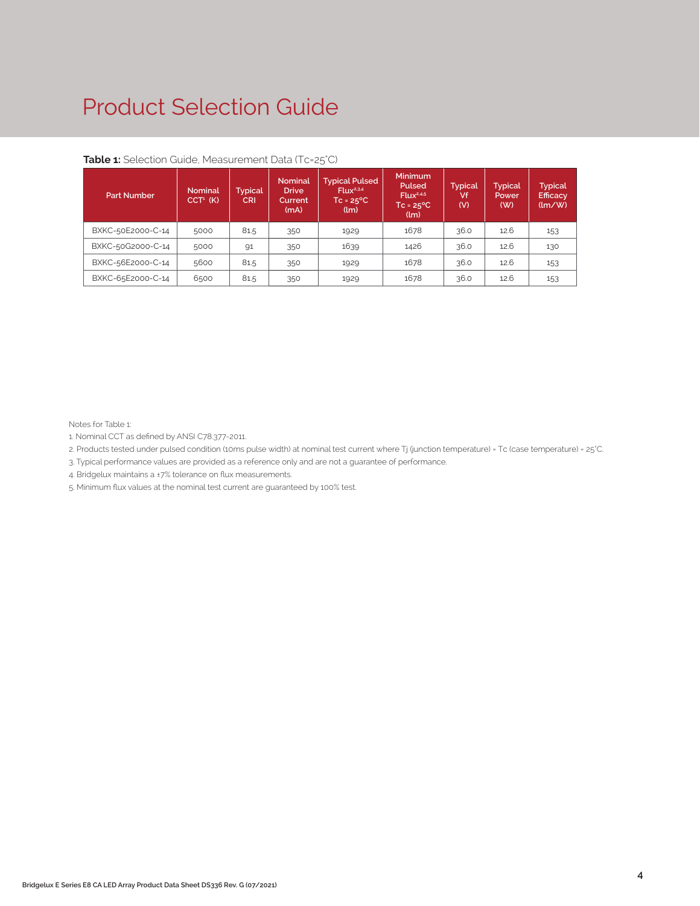# Product Selection Guide

**Table 1:** Selection Guide, Measurement Data (Tc=25°C)

| Part Number | Nominal CCT[1] (K) | Typical CRI | Nominal Drive Current (mA) | Typical Pulsed Flux[2,3,4] Tc = 25°C (lm) | Minimum Pulsed Flux[2,4,5] Tc = 25°C (lm) | Typical Vf (V) | Typical Power (W) | Typical Efficacy (lm/W) |
|---|---|---|---|---|---|---|---|---|
| BXKC-50E2000-C-14 | 5000 | 81.5 | 350 | 1929 | 1678 | 36.0 | 12.6 | 153 |
| BXKC-50G2000-C-14 | 5000 | 91 | 350 | 1639 | 1426 | 36.0 | 12.6 | 130 |
| BXKC-56E2000-C-14 | 5600 | 81.5 | 350 | 1929 | 1678 | 36.0 | 12.6 | 153 |
| BXKC-65E2000-C-14 | 6500 | 81.5 | 350 | 1929 | 1678 | 36.0 | 12.6 | 153 |

Notes for Table 1:

1. Nominal CCT as defined by ANSI C78.377-2011.
2. Products tested under pulsed condition (10ms pulse width) at nominal test current where Tj (junction temperature) = Tc (case temperature) = 25°C.
3. Typical performance values are provided as a reference only and are not a guarantee of performance.
4. Bridgelux maintains a ±7% tolerance on flux measurements.
5. Minimum flux values at the nominal test current are guaranteed by 100% test.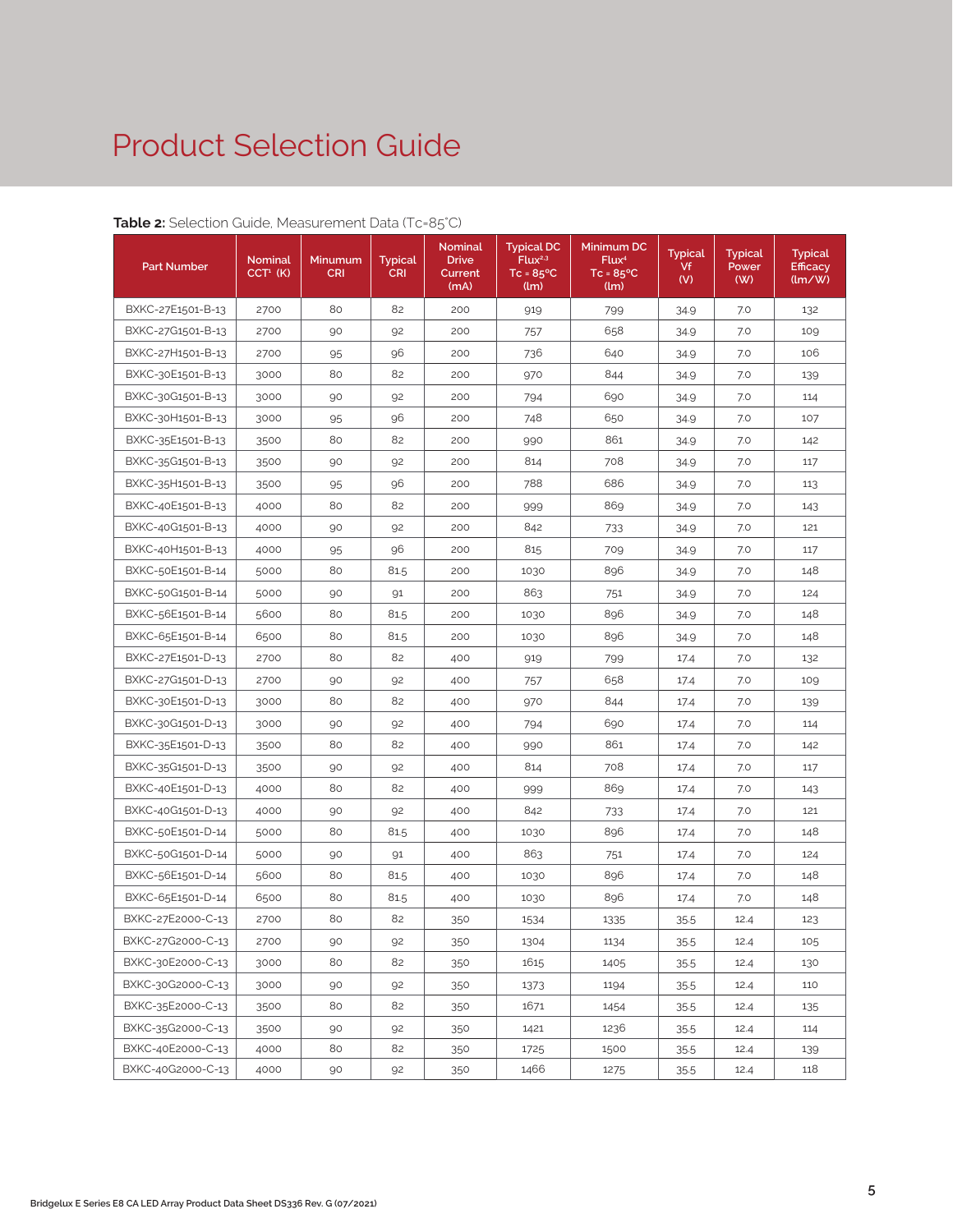# Product Selection Guide

**Table 2:** Selection Guide, Measurement Data (Tc=85°C)

| Part Number | Nominal CCT[1] (K) | Minumum CRI | Typical CRI | Nominal Drive Current (mA) | Typical DC Flux[2,3] Tc = 85°C (lm) | Minimum DC Flux[4] Tc = 85°C (lm) | Typical Vf (V) | Typical Power (W) | Typical Efficacy (lm/W) |
|---|---|---|---|---|---|---|---|---|---|
| BXKC-27E1501-B-13 | 2700 | 80 | 82 | 200 | 919 | 799 | 34.9 | 7.0 | 132 |
| BXKC-27G1501-B-13 | 2700 | 90 | 92 | 200 | 757 | 658 | 34.9 | 7.0 | 109 |
| BXKC-27H1501-B-13 | 2700 | 95 | 96 | 200 | 736 | 640 | 34.9 | 7.0 | 106 |
| BXKC-30E1501-B-13 | 3000 | 80 | 82 | 200 | 970 | 844 | 34.9 | 7.0 | 139 |
| BXKC-30G1501-B-13 | 3000 | 90 | 92 | 200 | 794 | 690 | 34.9 | 7.0 | 114 |
| BXKC-30H1501-B-13 | 3000 | 95 | 96 | 200 | 748 | 650 | 34.9 | 7.0 | 107 |
| BXKC-35E1501-B-13 | 3500 | 80 | 82 | 200 | 990 | 861 | 34.9 | 7.0 | 142 |
| BXKC-35G1501-B-13 | 3500 | 90 | 92 | 200 | 814 | 708 | 34.9 | 7.0 | 117 |
| BXKC-35H1501-B-13 | 3500 | 95 | 96 | 200 | 788 | 686 | 34.9 | 7.0 | 113 |
| BXKC-40E1501-B-13 | 4000 | 80 | 82 | 200 | 999 | 869 | 34.9 | 7.0 | 143 |
| BXKC-40G1501-B-13 | 4000 | 90 | 92 | 200 | 842 | 733 | 34.9 | 7.0 | 121 |
| BXKC-40H1501-B-13 | 4000 | 95 | 96 | 200 | 815 | 709 | 34.9 | 7.0 | 117 |
| BXKC-50E1501-B-14 | 5000 | 80 | 81.5 | 200 | 1030 | 896 | 34.9 | 7.0 | 148 |
| BXKC-50G1501-B-14 | 5000 | 90 | 91 | 200 | 863 | 751 | 34.9 | 7.0 | 124 |
| BXKC-56E1501-B-14 | 5600 | 80 | 81.5 | 200 | 1030 | 896 | 34.9 | 7.0 | 148 |
| BXKC-65E1501-B-14 | 6500 | 80 | 81.5 | 200 | 1030 | 896 | 34.9 | 7.0 | 148 |
| BXKC-27E1501-D-13 | 2700 | 80 | 82 | 400 | 919 | 799 | 17.4 | 7.0 | 132 |
| BXKC-27G1501-D-13 | 2700 | 90 | 92 | 400 | 757 | 658 | 17.4 | 7.0 | 109 |
| BXKC-30E1501-D-13 | 3000 | 80 | 82 | 400 | 970 | 844 | 17.4 | 7.0 | 139 |
| BXKC-30G1501-D-13 | 3000 | 90 | 92 | 400 | 794 | 690 | 17.4 | 7.0 | 114 |
| BXKC-35E1501-D-13 | 3500 | 80 | 82 | 400 | 990 | 861 | 17.4 | 7.0 | 142 |
| BXKC-35G1501-D-13 | 3500 | 90 | 92 | 400 | 814 | 708 | 17.4 | 7.0 | 117 |
| BXKC-40E1501-D-13 | 4000 | 80 | 82 | 400 | 999 | 869 | 17.4 | 7.0 | 143 |
| BXKC-40G1501-D-13 | 4000 | 90 | 92 | 400 | 842 | 733 | 17.4 | 7.0 | 121 |
| BXKC-50E1501-D-14 | 5000 | 80 | 81.5 | 400 | 1030 | 896 | 17.4 | 7.0 | 148 |
| BXKC-50G1501-D-14 | 5000 | 90 | 91 | 400 | 863 | 751 | 17.4 | 7.0 | 124 |
| BXKC-56E1501-D-14 | 5600 | 80 | 81.5 | 400 | 1030 | 896 | 17.4 | 7.0 | 148 |
| BXKC-65E1501-D-14 | 6500 | 80 | 81.5 | 400 | 1030 | 896 | 17.4 | 7.0 | 148 |
| BXKC-27E2000-C-13 | 2700 | 80 | 82 | 350 | 1534 | 1335 | 35.5 | 12.4 | 123 |
| BXKC-27G2000-C-13 | 2700 | 90 | 92 | 350 | 1304 | 1134 | 35.5 | 12.4 | 105 |
| BXKC-30E2000-C-13 | 3000 | 80 | 82 | 350 | 1615 | 1405 | 35.5 | 12.4 | 130 |
| BXKC-30G2000-C-13 | 3000 | 90 | 92 | 350 | 1373 | 1194 | 35.5 | 12.4 | 110 |
| BXKC-35E2000-C-13 | 3500 | 80 | 82 | 350 | 1671 | 1454 | 35.5 | 12.4 | 135 |
| BXKC-35G2000-C-13 | 3500 | 90 | 92 | 350 | 1421 | 1236 | 35.5 | 12.4 | 114 |
| BXKC-40E2000-C-13 | 4000 | 80 | 82 | 350 | 1725 | 1500 | 35.5 | 12.4 | 139 |
| BXKC-40G2000-C-13 | 4000 | 90 | 92 | 350 | 1466 | 1275 | 35.5 | 12.4 | 118 |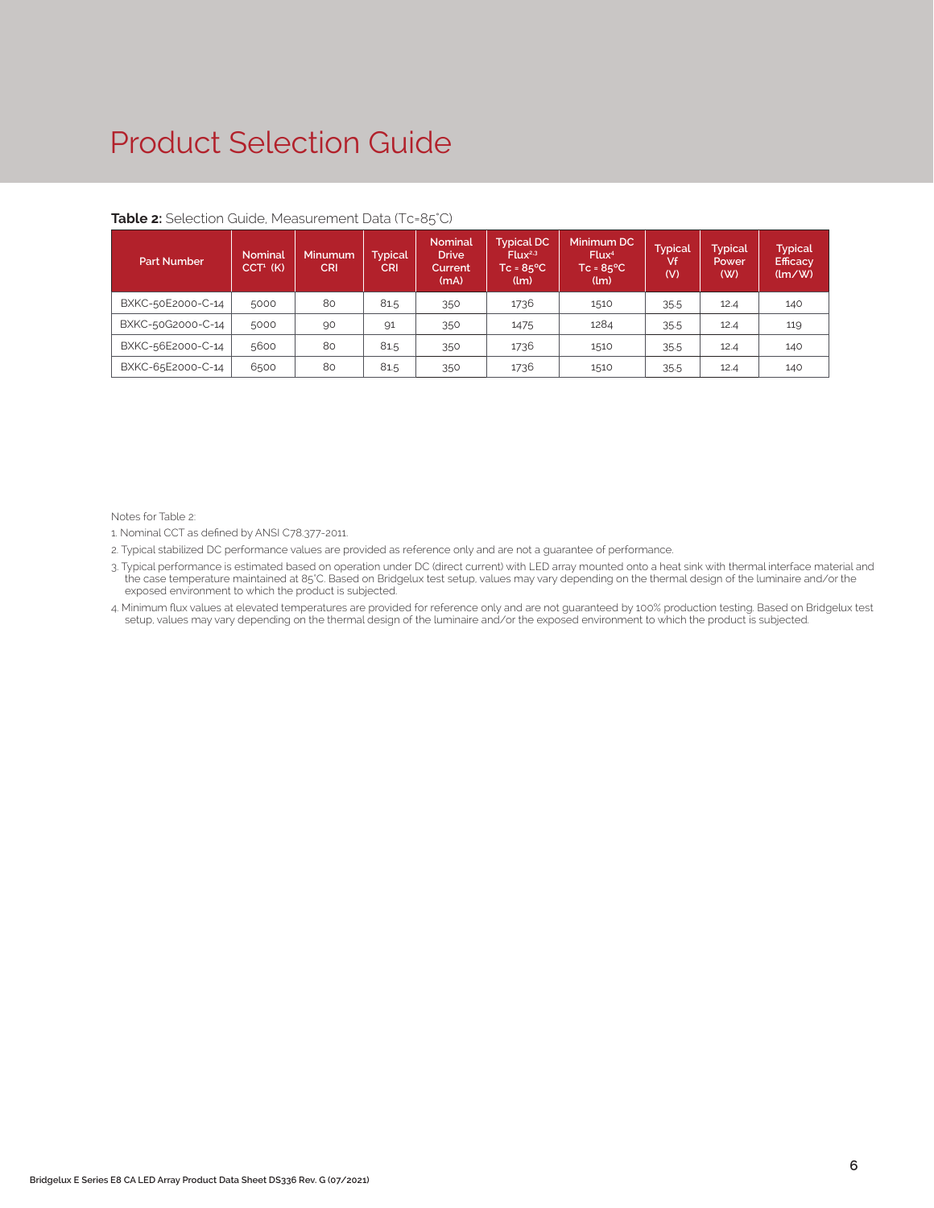# Product Selection Guide

**Table 2:** Selection Guide, Measurement Data (Tc=85°C)

| Part Number | Nominal CCT[1] (K) | Minumum CRI | Typical CRI | Nominal Drive Current (mA) | Typical DC Flux[2,3] Tc = 85°C (lm) | Minimum DC Flux[4] Tc = 85°C (lm) | Typical Vf (V) | Typical Power (W) | Typical Efficacy (lm/W) |
|---|---|---|---|---|---|---|---|---|---|
| BXKC-50E2000-C-14 | 5000 | 80 | 81.5 | 350 | 1736 | 1510 | 35.5 | 12.4 | 140 |
| BXKC-50G2000-C-14 | 5000 | 90 | 91 | 350 | 1475 | 1284 | 35.5 | 12.4 | 119 |
| BXKC-56E2000-C-14 | 5600 | 80 | 81.5 | 350 | 1736 | 1510 | 35.5 | 12.4 | 140 |
| BXKC-65E2000-C-14 | 6500 | 80 | 81.5 | 350 | 1736 | 1510 | 35.5 | 12.4 | 140 |

Notes for Table 2:

1. Nominal CCT as defined by ANSI C78.377-2011.
2. Typical stabilized DC performance values are provided as reference only and are not a guarantee of performance.
3. Typical performance is estimated based on operation under DC (direct current) with LED array mounted onto a heat sink with thermal interface material and the case temperature maintained at 85°C. Based on Bridgelux test setup, values may vary depending on the thermal design of the luminaire and/or the exposed environment to which the product is subjected.
4. Minimum flux values at elevated temperatures are provided for reference only and are not guaranteed by 100% production testing. Based on Bridgelux test setup, values may vary depending on the thermal design of the luminaire and/or the exposed environment to which the product is subjected.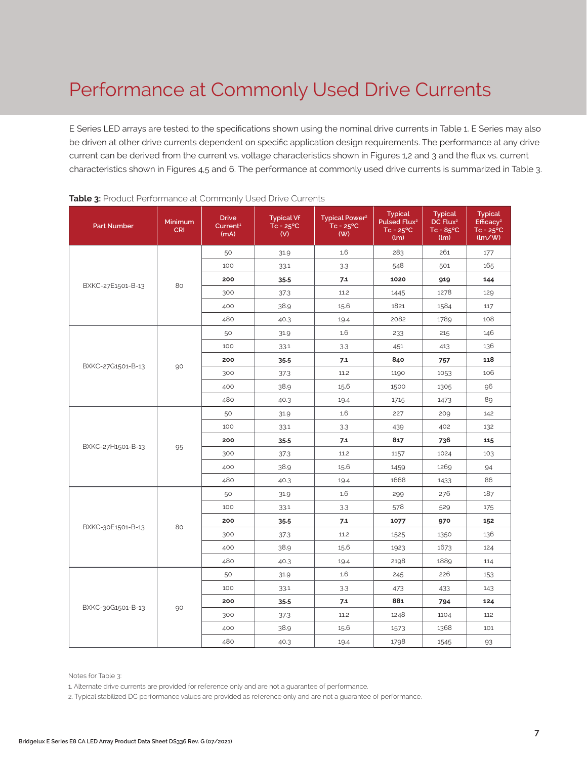# Performance at Commonly Used Drive Currents

E Series LED arrays are tested to the specifications shown using the nominal drive currents in Table 1. E Series may also be driven at other drive currents dependent on specific application design requirements. The performance at any drive current can be derived from the current vs. voltage characteristics shown in Figures 1,2 and 3 and the flux vs. current characteristics shown in Figures 4,5 and 6. The performance at commonly used drive currents is summarized in Table 3.

**Table 3:** Product Performance at Commonly Used Drive Currents

| Part Number | Minimum CRI | Drive Current[1] (mA) | Typical Vf Tc = 25°C (V) | Typical Power[2] Tc = 25°C (W) | Typical Pulsed Flux[2] Tc = 25°C (lm) | Typical DC Flux[2] Tc = 85°C (lm) | Typical Efficacy[2] Tc = 25°C (lm/W) |
|---|---|---|---|---|---|---|---|
| BXKC-27E1501-B-13 | 80 | 50 | 31.9 | 1.6 | 283 | 261 | 177 |
| | | 100 | 33.1 | 3.3 | 548 | 501 | 165 |
| | | **200** | **35.5** | **7.1** | **1020** | **919** | **144** |
| | | 300 | 37.3 | 11.2 | 1445 | 1278 | 129 |
| | | 400 | 38.9 | 15.6 | 1821 | 1584 | 117 |
| | | 480 | 40.3 | 19.4 | 2082 | 1789 | 108 |
| BXKC-27G1501-B-13 | 90 | 50 | 31.9 | 1.6 | 233 | 215 | 146 |
| | | 100 | 33.1 | 3.3 | 451 | 413 | 136 |
| | | **200** | **35.5** | **7.1** | **840** | **757** | **118** |
| | | 300 | 37.3 | 11.2 | 1190 | 1053 | 106 |
| | | 400 | 38.9 | 15.6 | 1500 | 1305 | 96 |
| | | 480 | 40.3 | 19.4 | 1715 | 1473 | 89 |
| BXKC-27H1501-B-13 | 95 | 50 | 31.9 | 1.6 | 227 | 209 | 142 |
| | | 100 | 33.1 | 3.3 | 439 | 402 | 132 |
| | | **200** | **35.5** | **7.1** | **817** | **736** | **115** |
| | | 300 | 37.3 | 11.2 | 1157 | 1024 | 103 |
| | | 400 | 38.9 | 15.6 | 1459 | 1269 | 94 |
| | | 480 | 40.3 | 19.4 | 1668 | 1433 | 86 |
| BXKC-30E1501-B-13 | 80 | 50 | 31.9 | 1.6 | 299 | 276 | 187 |
| | | 100 | 33.1 | 3.3 | 578 | 529 | 175 |
| | | **200** | **35.5** | **7.1** | **1077** | **970** | **152** |
| | | 300 | 37.3 | 11.2 | 1525 | 1350 | 136 |
| | | 400 | 38.9 | 15.6 | 1923 | 1673 | 124 |
| | | 480 | 40.3 | 19.4 | 2198 | 1889 | 114 |
| BXKC-30G1501-B-13 | 90 | 50 | 31.9 | 1.6 | 245 | 226 | 153 |
| | | 100 | 33.1 | 3.3 | 473 | 433 | 143 |
| | | **200** | **35.5** | **7.1** | **881** | **794** | **124** |
| | | 300 | 37.3 | 11.2 | 1248 | 1104 | 112 |
| | | 400 | 38.9 | 15.6 | 1573 | 1368 | 101 |
| | | 480 | 40.3 | 19.4 | 1798 | 1545 | 93 |

Notes for Table 3:

1. Alternate drive currents are provided for reference only and are not a guarantee of performance.
2. Typical stabilized DC performance values are provided as reference only and are not a guarantee of performance.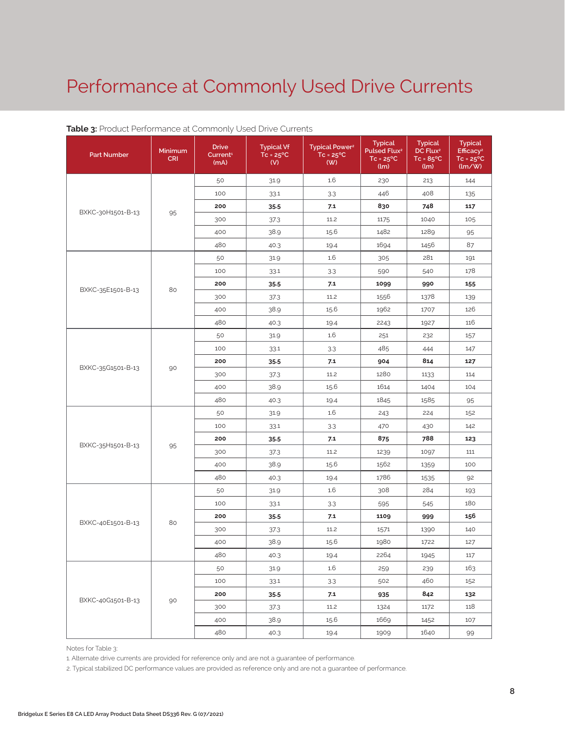# Performance at Commonly Used Drive Currents

**Table 3:** Product Performance at Commonly Used Drive Currents

| Part Number | Minimum CRI | Drive Current[1] (mA) | Typical Vf Tc = 25°C (V) | Typical Power[2] Tc = 25°C (W) | Typical Pulsed Flux[2] Tc = 25°C (lm) | Typical DC Flux[2] Tc = 85°C (lm) | Typical Efficacy[2] Tc = 25°C (lm/W) |
|---|---|---|---|---|---|---|---|
| BXKC-30H1501-B-13 | 95 | 50 | 31.9 | 1.6 | 230 | 213 | 144 |
| | | 100 | 33.1 | 3.3 | 446 | 408 | 135 |
| | | **200** | **35.5** | **7.1** | **830** | **748** | **117** |
| | | 300 | 37.3 | 11.2 | 1175 | 1040 | 105 |
| | | 400 | 38.9 | 15.6 | 1482 | 1289 | 95 |
| | | 480 | 40.3 | 19.4 | 1694 | 1456 | 87 |
| BXKC-35E1501-B-13 | 80 | 50 | 31.9 | 1.6 | 305 | 281 | 191 |
| | | 100 | 33.1 | 3.3 | 590 | 540 | 178 |
| | | **200** | **35.5** | **7.1** | **1099** | **990** | **155** |
| | | 300 | 37.3 | 11.2 | 1556 | 1378 | 139 |
| | | 400 | 38.9 | 15.6 | 1962 | 1707 | 126 |
| | | 480 | 40.3 | 19.4 | 2243 | 1927 | 116 |
| BXKC-35G1501-B-13 | 90 | 50 | 31.9 | 1.6 | 251 | 232 | 157 |
| | | 100 | 33.1 | 3.3 | 485 | 444 | 147 |
| | | **200** | **35.5** | **7.1** | **904** | **814** | **127** |
| | | 300 | 37.3 | 11.2 | 1280 | 1133 | 114 |
| | | 400 | 38.9 | 15.6 | 1614 | 1404 | 104 |
| | | 480 | 40.3 | 19.4 | 1845 | 1585 | 95 |
| BXKC-35H1501-B-13 | 95 | 50 | 31.9 | 1.6 | 243 | 224 | 152 |
| | | 100 | 33.1 | 3.3 | 470 | 430 | 142 |
| | | **200** | **35.5** | **7.1** | **875** | **788** | **123** |
| | | 300 | 37.3 | 11.2 | 1239 | 1097 | 111 |
| | | 400 | 38.9 | 15.6 | 1562 | 1359 | 100 |
| | | 480 | 40.3 | 19.4 | 1786 | 1535 | 92 |
| BXKC-40E1501-B-13 | 80 | 50 | 31.9 | 1.6 | 308 | 284 | 193 |
| | | 100 | 33.1 | 3.3 | 595 | 545 | 180 |
| | | **200** | **35.5** | **7.1** | **1109** | **999** | **156** |
| | | 300 | 37.3 | 11.2 | 1571 | 1390 | 140 |
| | | 400 | 38.9 | 15.6 | 1980 | 1722 | 127 |
| | | 480 | 40.3 | 19.4 | 2264 | 1945 | 117 |
| BXKC-40G1501-B-13 | 90 | 50 | 31.9 | 1.6 | 259 | 239 | 163 |
| | | 100 | 33.1 | 3.3 | 502 | 460 | 152 |
| | | **200** | **35.5** | **7.1** | **935** | **842** | **132** |
| | | 300 | 37.3 | 11.2 | 1324 | 1172 | 118 |
| | | 400 | 38.9 | 15.6 | 1669 | 1452 | 107 |
| | | 480 | 40.3 | 19.4 | 1909 | 1640 | 99 |

Notes for Table 3:

1. Alternate drive currents are provided for reference only and are not a guarantee of performance.
2. Typical stabilized DC performance values are provided as reference only and are not a guarantee of performance.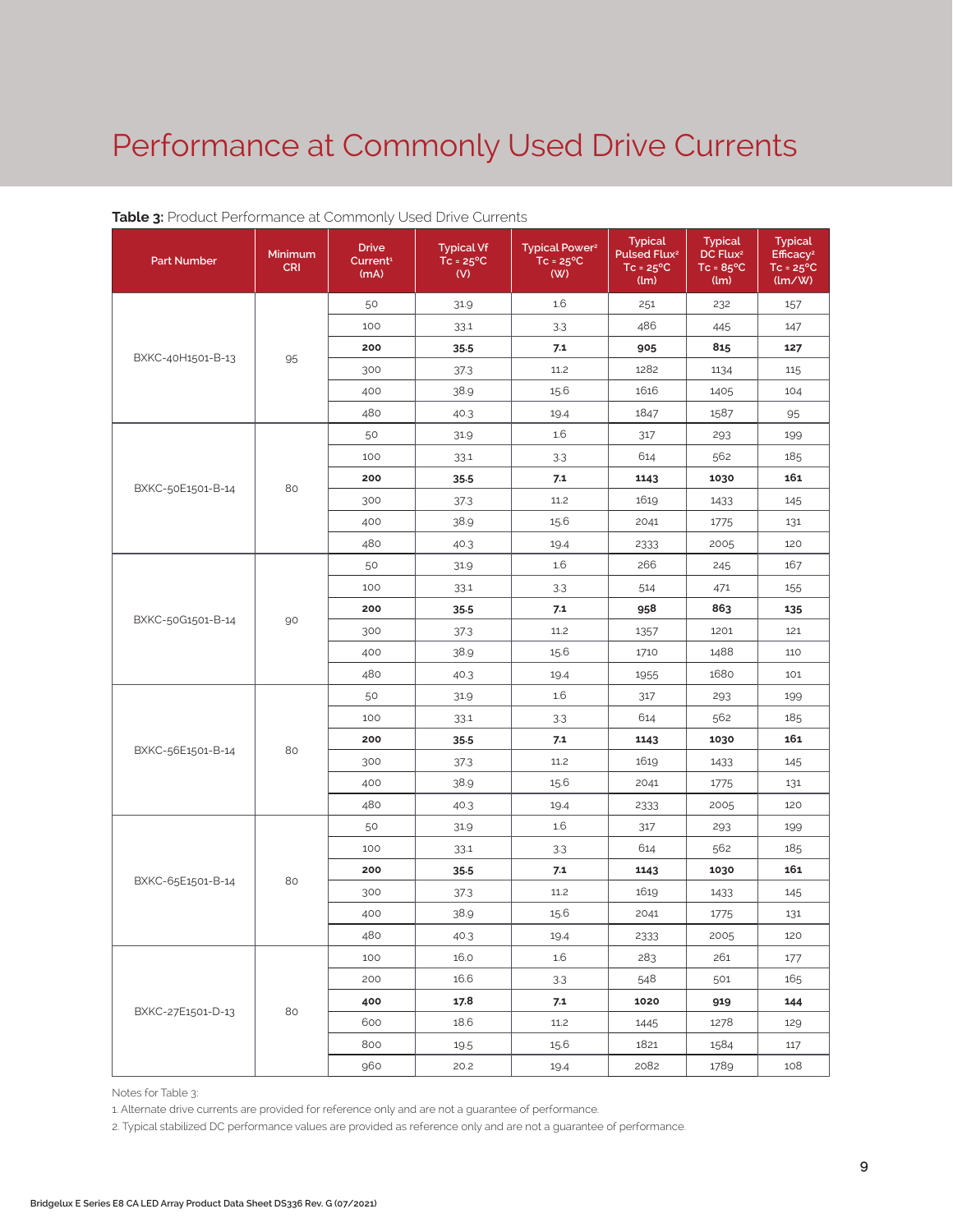# Performance at Commonly Used Drive Currents

**Table 3:** Product Performance at Commonly Used Drive Currents

| Part Number | Minimum CRI | Drive Current[1] (mA) | Typical Vf Tc = 25°C (V) | Typical Power[2] Tc = 25°C (W) | Typical Pulsed Flux[2] Tc = 25°C (lm) | Typical DC Flux[2] Tc = 85°C (lm) | Typical Efficacy[2] Tc = 25°C (lm/W) |
|---|---|---|---|---|---|---|---|
| BXKC-40H1501-B-13 | 95 | 50 | 31.9 | 1.6 | 251 | 232 | 157 |
| | | 100 | 33.1 | 3.3 | 486 | 445 | 147 |
| | | **200** | **35.5** | **7.1** | **905** | **815** | **127** |
| | | 300 | 37.3 | 11.2 | 1282 | 1134 | 115 |
| | | 400 | 38.9 | 15.6 | 1616 | 1405 | 104 |
| | | 480 | 40.3 | 19.4 | 1847 | 1587 | 95 |
| BXKC-50E1501-B-14 | 80 | 50 | 31.9 | 1.6 | 317 | 293 | 199 |
| | | 100 | 33.1 | 3.3 | 614 | 562 | 185 |
| | | **200** | **35.5** | **7.1** | **1143** | **1030** | **161** |
| | | 300 | 37.3 | 11.2 | 1619 | 1433 | 145 |
| | | 400 | 38.9 | 15.6 | 2041 | 1775 | 131 |
| | | 480 | 40.3 | 19.4 | 2333 | 2005 | 120 |
| BXKC-50G1501-B-14 | 90 | 50 | 31.9 | 1.6 | 266 | 245 | 167 |
| | | 100 | 33.1 | 3.3 | 514 | 471 | 155 |
| | | **200** | **35.5** | **7.1** | **958** | **863** | **135** |
| | | 300 | 37.3 | 11.2 | 1357 | 1201 | 121 |
| | | 400 | 38.9 | 15.6 | 1710 | 1488 | 110 |
| | | 480 | 40.3 | 19.4 | 1955 | 1680 | 101 |
| BXKC-56E1501-B-14 | 80 | 50 | 31.9 | 1.6 | 317 | 293 | 199 |
| | | 100 | 33.1 | 3.3 | 614 | 562 | 185 |
| | | **200** | **35.5** | **7.1** | **1143** | **1030** | **161** |
| | | 300 | 37.3 | 11.2 | 1619 | 1433 | 145 |
| | | 400 | 38.9 | 15.6 | 2041 | 1775 | 131 |
| | | 480 | 40.3 | 19.4 | 2333 | 2005 | 120 |
| BXKC-65E1501-B-14 | 80 | 50 | 31.9 | 1.6 | 317 | 293 | 199 |
| | | 100 | 33.1 | 3.3 | 614 | 562 | 185 |
| | | **200** | **35.5** | **7.1** | **1143** | **1030** | **161** |
| | | 300 | 37.3 | 11.2 | 1619 | 1433 | 145 |
| | | 400 | 38.9 | 15.6 | 2041 | 1775 | 131 |
| | | 480 | 40.3 | 19.4 | 2333 | 2005 | 120 |
| BXKC-27E1501-D-13 | 80 | 100 | 16.0 | 1.6 | 283 | 261 | 177 |
| | | 200 | 16.6 | 3.3 | 548 | 501 | 165 |
| | | **400** | **17.8** | **7.1** | **1020** | **919** | **144** |
| | | 600 | 18.6 | 11.2 | 1445 | 1278 | 129 |
| | | 800 | 19.5 | 15.6 | 1821 | 1584 | 117 |
| | | 960 | 20.2 | 19.4 | 2082 | 1789 | 108 |

Notes for Table 3:

1. Alternate drive currents are provided for reference only and are not a guarantee of performance.
2. Typical stabilized DC performance values are provided as reference only and are not a guarantee of performance.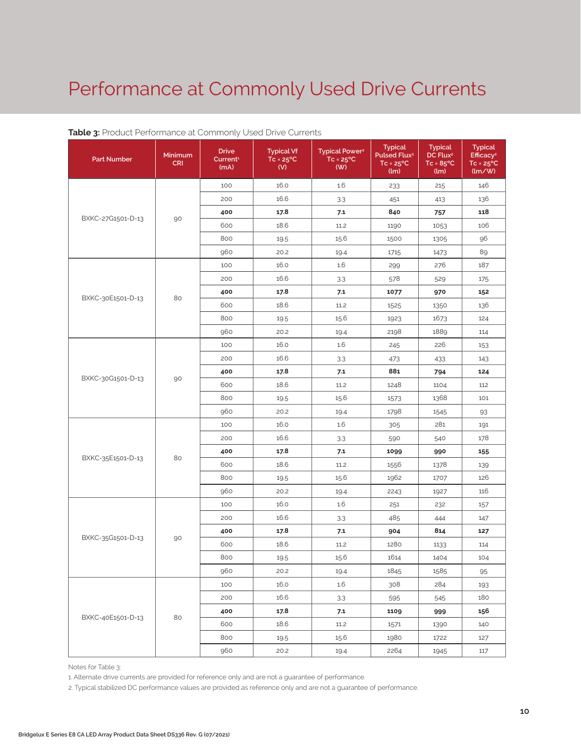# Performance at Commonly Used Drive Currents

**Table 3:** Product Performance at Commonly Used Drive Currents

| Part Number | Minimum CRI | Drive Current[1] (mA) | Typical Vf Tc = 25°C (V) | Typical Power[2] Tc = 25°C (W) | Typical Pulsed Flux[2] Tc = 25°C (lm) | Typical DC Flux[2] Tc = 85°C (lm) | Typical Efficacy[2] Tc = 25°C (lm/W) |
|---|---|---|---|---|---|---|---|
| BXKC-27G1501-D-13 | 90 | 100 | 16.0 | 1.6 | 233 | 215 | 146 |
| | | 200 | 16.6 | 3.3 | 451 | 413 | 136 |
| | | **400** | **17.8** | **7.1** | **840** | **757** | **118** |
| | | 600 | 18.6 | 11.2 | 1190 | 1053 | 106 |
| | | 800 | 19.5 | 15.6 | 1500 | 1305 | 96 |
| | | 960 | 20.2 | 19.4 | 1715 | 1473 | 89 |
| BXKC-30E1501-D-13 | 80 | 100 | 16.0 | 1.6 | 299 | 276 | 187 |
| | | 200 | 16.6 | 3.3 | 578 | 529 | 175 |
| | | **400** | **17.8** | **7.1** | **1077** | **970** | **152** |
| | | 600 | 18.6 | 11.2 | 1525 | 1350 | 136 |
| | | 800 | 19.5 | 15.6 | 1923 | 1673 | 124 |
| | | 960 | 20.2 | 19.4 | 2198 | 1889 | 114 |
| BXKC-30G1501-D-13 | 90 | 100 | 16.0 | 1.6 | 245 | 226 | 153 |
| | | 200 | 16.6 | 3.3 | 473 | 433 | 143 |
| | | **400** | **17.8** | **7.1** | **881** | **794** | **124** |
| | | 600 | 18.6 | 11.2 | 1248 | 1104 | 112 |
| | | 800 | 19.5 | 15.6 | 1573 | 1368 | 101 |
| | | 960 | 20.2 | 19.4 | 1798 | 1545 | 93 |
| BXKC-35E1501-D-13 | 80 | 100 | 16.0 | 1.6 | 305 | 281 | 191 |
| | | 200 | 16.6 | 3.3 | 590 | 540 | 178 |
| | | **400** | **17.8** | **7.1** | **1099** | **990** | **155** |
| | | 600 | 18.6 | 11.2 | 1556 | 1378 | 139 |
| | | 800 | 19.5 | 15.6 | 1962 | 1707 | 126 |
| | | 960 | 20.2 | 19.4 | 2243 | 1927 | 116 |
| BXKC-35G1501-D-13 | 90 | 100 | 16.0 | 1.6 | 251 | 232 | 157 |
| | | 200 | 16.6 | 3.3 | 485 | 444 | 147 |
| | | **400** | **17.8** | **7.1** | **904** | **814** | **127** |
| | | 600 | 18.6 | 11.2 | 1280 | 1133 | 114 |
| | | 800 | 19.5 | 15.6 | 1614 | 1404 | 104 |
| | | 960 | 20.2 | 19.4 | 1845 | 1585 | 95 |
| BXKC-40E1501-D-13 | 80 | 100 | 16.0 | 1.6 | 308 | 284 | 193 |
| | | 200 | 16.6 | 3.3 | 595 | 545 | 180 |
| | | **400** | **17.8** | **7.1** | **1109** | **999** | **156** |
| | | 600 | 18.6 | 11.2 | 1571 | 1390 | 140 |
| | | 800 | 19.5 | 15.6 | 1980 | 1722 | 127 |
| | | 960 | 20.2 | 19.4 | 2264 | 1945 | 117 |

Notes for Table 3:

1. Alternate drive currents are provided for reference only and are not a guarantee of performance.
2. Typical stabilized DC performance values are provided as reference only and are not a guarantee of performance.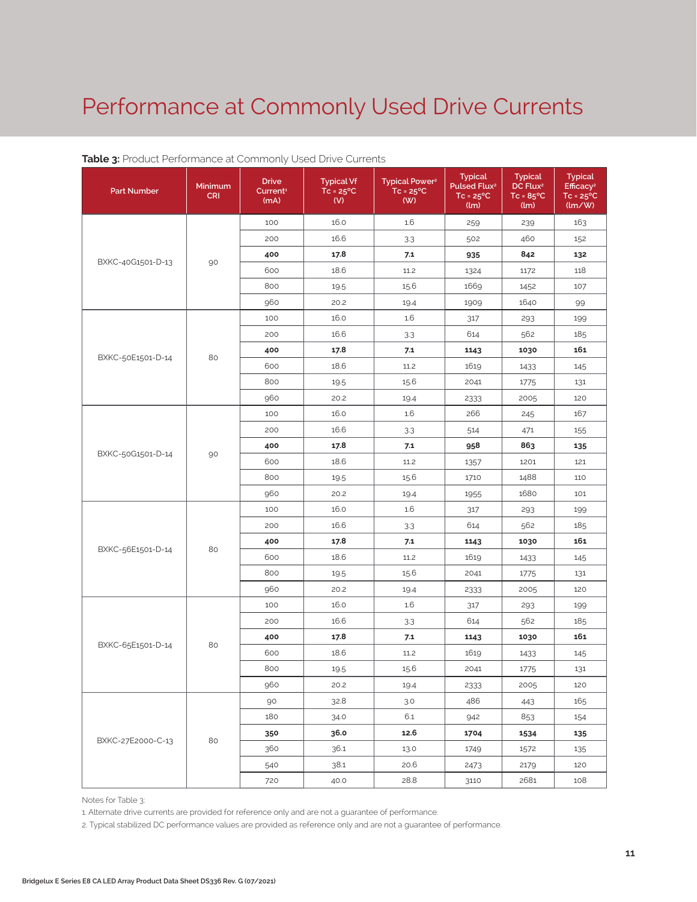# Performance at Commonly Used Drive Currents

**Table 3:** Product Performance at Commonly Used Drive Currents

| Part Number | Minimum CRI | Drive Current[1] (mA) | Typical Vf Tc = 25°C (V) | Typical Power[2] Tc = 25°C (W) | Typical Pulsed Flux[2] Tc = 25°C (lm) | Typical DC Flux[2] Tc = 85°C (lm) | Typical Efficacy[2] Tc = 25°C (lm/W) |
|---|---|---|---|---|---|---|---|
| BXKC-40G1501-D-13 | 90 | 100 | 16.0 | 1.6 | 259 | 239 | 163 |
| | | 200 | 16.6 | 3.3 | 502 | 460 | 152 |
| | | **400** | **17.8** | **7.1** | **935** | **842** | **132** |
| | | 600 | 18.6 | 11.2 | 1324 | 1172 | 118 |
| | | 800 | 19.5 | 15.6 | 1669 | 1452 | 107 |
| | | 960 | 20.2 | 19.4 | 1909 | 1640 | 99 |
| BXKC-50E1501-D-14 | 80 | 100 | 16.0 | 1.6 | 317 | 293 | 199 |
| | | 200 | 16.6 | 3.3 | 614 | 562 | 185 |
| | | **400** | **17.8** | **7.1** | **1143** | **1030** | **161** |
| | | 600 | 18.6 | 11.2 | 1619 | 1433 | 145 |
| | | 800 | 19.5 | 15.6 | 2041 | 1775 | 131 |
| | | 960 | 20.2 | 19.4 | 2333 | 2005 | 120 |
| BXKC-50G1501-D-14 | 90 | 100 | 16.0 | 1.6 | 266 | 245 | 167 |
| | | 200 | 16.6 | 3.3 | 514 | 471 | 155 |
| | | **400** | **17.8** | **7.1** | **958** | **863** | **135** |
| | | 600 | 18.6 | 11.2 | 1357 | 1201 | 121 |
| | | 800 | 19.5 | 15.6 | 1710 | 1488 | 110 |
| | | 960 | 20.2 | 19.4 | 1955 | 1680 | 101 |
| BXKC-56E1501-D-14 | 80 | 100 | 16.0 | 1.6 | 317 | 293 | 199 |
| | | 200 | 16.6 | 3.3 | 614 | 562 | 185 |
| | | **400** | **17.8** | **7.1** | **1143** | **1030** | **161** |
| | | 600 | 18.6 | 11.2 | 1619 | 1433 | 145 |
| | | 800 | 19.5 | 15.6 | 2041 | 1775 | 131 |
| | | 960 | 20.2 | 19.4 | 2333 | 2005 | 120 |
| BXKC-65E1501-D-14 | 80 | 100 | 16.0 | 1.6 | 317 | 293 | 199 |
| | | 200 | 16.6 | 3.3 | 614 | 562 | 185 |
| | | **400** | **17.8** | **7.1** | **1143** | **1030** | **161** |
| | | 600 | 18.6 | 11.2 | 1619 | 1433 | 145 |
| | | 800 | 19.5 | 15.6 | 2041 | 1775 | 131 |
| | | 960 | 20.2 | 19.4 | 2333 | 2005 | 120 |
| BXKC-27E2000-C-13 | 80 | 90 | 32.8 | 3.0 | 486 | 443 | 165 |
| | | 180 | 34.0 | 6.1 | 942 | 853 | 154 |
| | | **350** | **36.0** | **12.6** | **1704** | **1534** | **135** |
| | | 360 | 36.1 | 13.0 | 1749 | 1572 | 135 |
| | | 540 | 38.1 | 20.6 | 2473 | 2179 | 120 |
| | | 720 | 40.0 | 28.8 | 3110 | 2681 | 108 |

Notes for Table 3:

1. Alternate drive currents are provided for reference only and are not a guarantee of performance.
2. Typical stabilized DC performance values are provided as reference only and are not a guarantee of performance.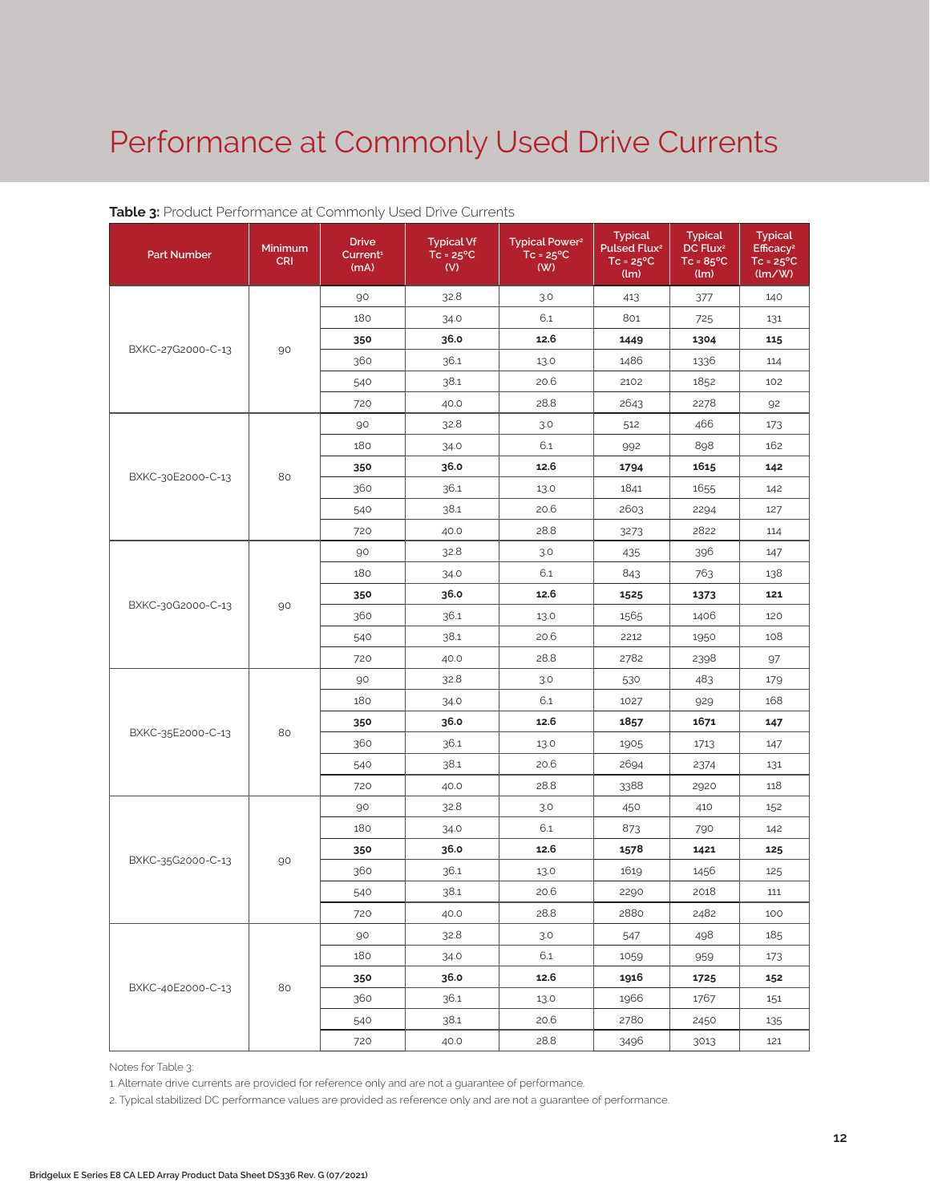# Performance at Commonly Used Drive Currents

**Table 3:** Product Performance at Commonly Used Drive Currents

| Part Number | Minimum CRI | Drive Current[1] (mA) | Typical Vf Tc = 25°C (V) | Typical Power[2] Tc = 25°C (W) | Typical Pulsed Flux[2] Tc = 25°C (lm) | Typical DC Flux[2] Tc = 85°C (lm) | Typical Efficacy[2] Tc = 25°C (lm/W) |
|---|---|---|---|---|---|---|---|
| BXKC-27G2000-C-13 | 90 | 90 | 32.8 | 3.0 | 413 | 377 | 140 |
| | | 180 | 34.0 | 6.1 | 801 | 725 | 131 |
| | | **350** | **36.0** | **12.6** | **1449** | **1304** | **115** |
| | | 360 | 36.1 | 13.0 | 1486 | 1336 | 114 |
| | | 540 | 38.1 | 20.6 | 2102 | 1852 | 102 |
| | | 720 | 40.0 | 28.8 | 2643 | 2278 | 92 |
| BXKC-30E2000-C-13 | 80 | 90 | 32.8 | 3.0 | 512 | 466 | 173 |
| | | 180 | 34.0 | 6.1 | 992 | 898 | 162 |
| | | **350** | **36.0** | **12.6** | **1794** | **1615** | **142** |
| | | 360 | 36.1 | 13.0 | 1841 | 1655 | 142 |
| | | 540 | 38.1 | 20.6 | 2603 | 2294 | 127 |
| | | 720 | 40.0 | 28.8 | 3273 | 2822 | 114 |
| BXKC-30G2000-C-13 | 90 | 90 | 32.8 | 3.0 | 435 | 396 | 147 |
| | | 180 | 34.0 | 6.1 | 843 | 763 | 138 |
| | | **350** | **36.0** | **12.6** | **1525** | **1373** | **121** |
| | | 360 | 36.1 | 13.0 | 1565 | 1406 | 120 |
| | | 540 | 38.1 | 20.6 | 2212 | 1950 | 108 |
| | | 720 | 40.0 | 28.8 | 2782 | 2398 | 97 |
| BXKC-35E2000-C-13 | 80 | 90 | 32.8 | 3.0 | 530 | 483 | 179 |
| | | 180 | 34.0 | 6.1 | 1027 | 929 | 168 |
| | | **350** | **36.0** | **12.6** | **1857** | **1671** | **147** |
| | | 360 | 36.1 | 13.0 | 1905 | 1713 | 147 |
| | | 540 | 38.1 | 20.6 | 2694 | 2374 | 131 |
| | | 720 | 40.0 | 28.8 | 3388 | 2920 | 118 |
| BXKC-35G2000-C-13 | 90 | 90 | 32.8 | 3.0 | 450 | 410 | 152 |
| | | 180 | 34.0 | 6.1 | 873 | 790 | 142 |
| | | **350** | **36.0** | **12.6** | **1578** | **1421** | **125** |
| | | 360 | 36.1 | 13.0 | 1619 | 1456 | 125 |
| | | 540 | 38.1 | 20.6 | 2290 | 2018 | 111 |
| | | 720 | 40.0 | 28.8 | 2880 | 2482 | 100 |
| BXKC-40E2000-C-13 | 80 | 90 | 32.8 | 3.0 | 547 | 498 | 185 |
| | | 180 | 34.0 | 6.1 | 1059 | 959 | 173 |
| | | **350** | **36.0** | **12.6** | **1916** | **1725** | **152** |
| | | 360 | 36.1 | 13.0 | 1966 | 1767 | 151 |
| | | 540 | 38.1 | 20.6 | 2780 | 2450 | 135 |
| | | 720 | 40.0 | 28.8 | 3496 | 3013 | 121 |

Notes for Table 3:

1. Alternate drive currents are provided for reference only and are not a guarantee of performance.
2. Typical stabilized DC performance values are provided as reference only and are not a guarantee of performance.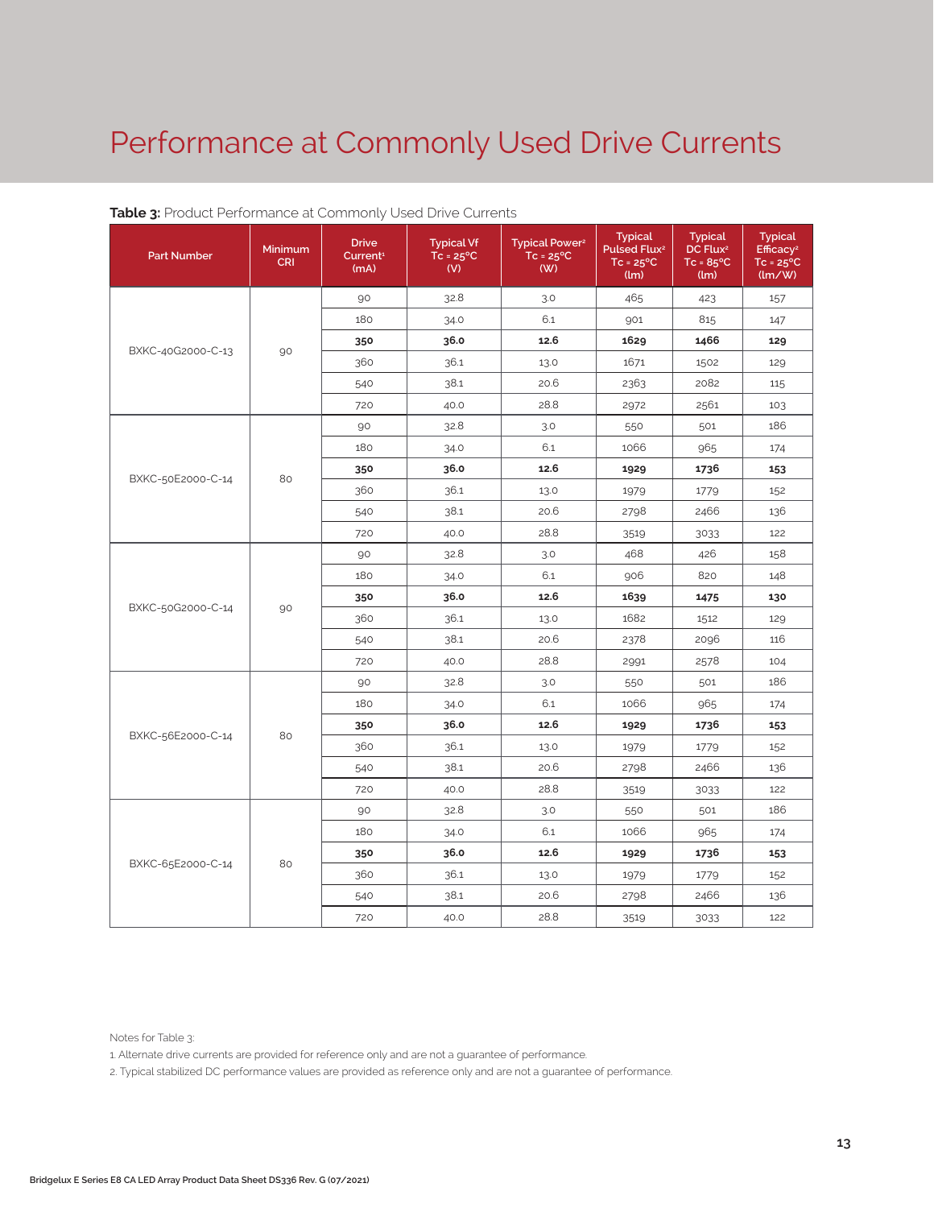# Performance at Commonly Used Drive Currents

**Table 3:** Product Performance at Commonly Used Drive Currents

| Part Number | Minimum CRI | Drive Current[1] (mA) | Typical Vf Tc = 25°C (V) | Typical Power[2] Tc = 25°C (W) | Typical Pulsed Flux[2] Tc = 25°C (lm) | Typical DC Flux[2] Tc = 85°C (lm) | Typical Efficacy[2] Tc = 25°C (lm/W) |
|---|---|---|---|---|---|---|---|
| BXKC-40G2000-C-13 | 90 | 90 | 32.8 | 3.0 | 465 | 423 | 157 |
| | | 180 | 34.0 | 6.1 | 901 | 815 | 147 |
| | | **350** | **36.0** | **12.6** | **1629** | **1466** | **129** |
| | | 360 | 36.1 | 13.0 | 1671 | 1502 | 129 |
| | | 540 | 38.1 | 20.6 | 2363 | 2082 | 115 |
| | | 720 | 40.0 | 28.8 | 2972 | 2561 | 103 |
| BXKC-50E2000-C-14 | 80 | 90 | 32.8 | 3.0 | 550 | 501 | 186 |
| | | 180 | 34.0 | 6.1 | 1066 | 965 | 174 |
| | | **350** | **36.0** | **12.6** | **1929** | **1736** | **153** |
| | | 360 | 36.1 | 13.0 | 1979 | 1779 | 152 |
| | | 540 | 38.1 | 20.6 | 2798 | 2466 | 136 |
| | | 720 | 40.0 | 28.8 | 3519 | 3033 | 122 |
| BXKC-50G2000-C-14 | 90 | 90 | 32.8 | 3.0 | 468 | 426 | 158 |
| | | 180 | 34.0 | 6.1 | 906 | 820 | 148 |
| | | **350** | **36.0** | **12.6** | **1639** | **1475** | **130** |
| | | 360 | 36.1 | 13.0 | 1682 | 1512 | 129 |
| | | 540 | 38.1 | 20.6 | 2378 | 2096 | 116 |
| | | 720 | 40.0 | 28.8 | 2991 | 2578 | 104 |
| BXKC-56E2000-C-14 | 80 | 90 | 32.8 | 3.0 | 550 | 501 | 186 |
| | | 180 | 34.0 | 6.1 | 1066 | 965 | 174 |
| | | **350** | **36.0** | **12.6** | **1929** | **1736** | **153** |
| | | 360 | 36.1 | 13.0 | 1979 | 1779 | 152 |
| | | 540 | 38.1 | 20.6 | 2798 | 2466 | 136 |
| | | 720 | 40.0 | 28.8 | 3519 | 3033 | 122 |
| BXKC-65E2000-C-14 | 80 | 90 | 32.8 | 3.0 | 550 | 501 | 186 |
| | | 180 | 34.0 | 6.1 | 1066 | 965 | 174 |
| | | **350** | **36.0** | **12.6** | **1929** | **1736** | **153** |
| | | 360 | 36.1 | 13.0 | 1979 | 1779 | 152 |
| | | 540 | 38.1 | 20.6 | 2798 | 2466 | 136 |
| | | 720 | 40.0 | 28.8 | 3519 | 3033 | 122 |

Notes for Table 3:

1. Alternate drive currents are provided for reference only and are not a guarantee of performance.
2. Typical stabilized DC performance values are provided as reference only and are not a guarantee of performance.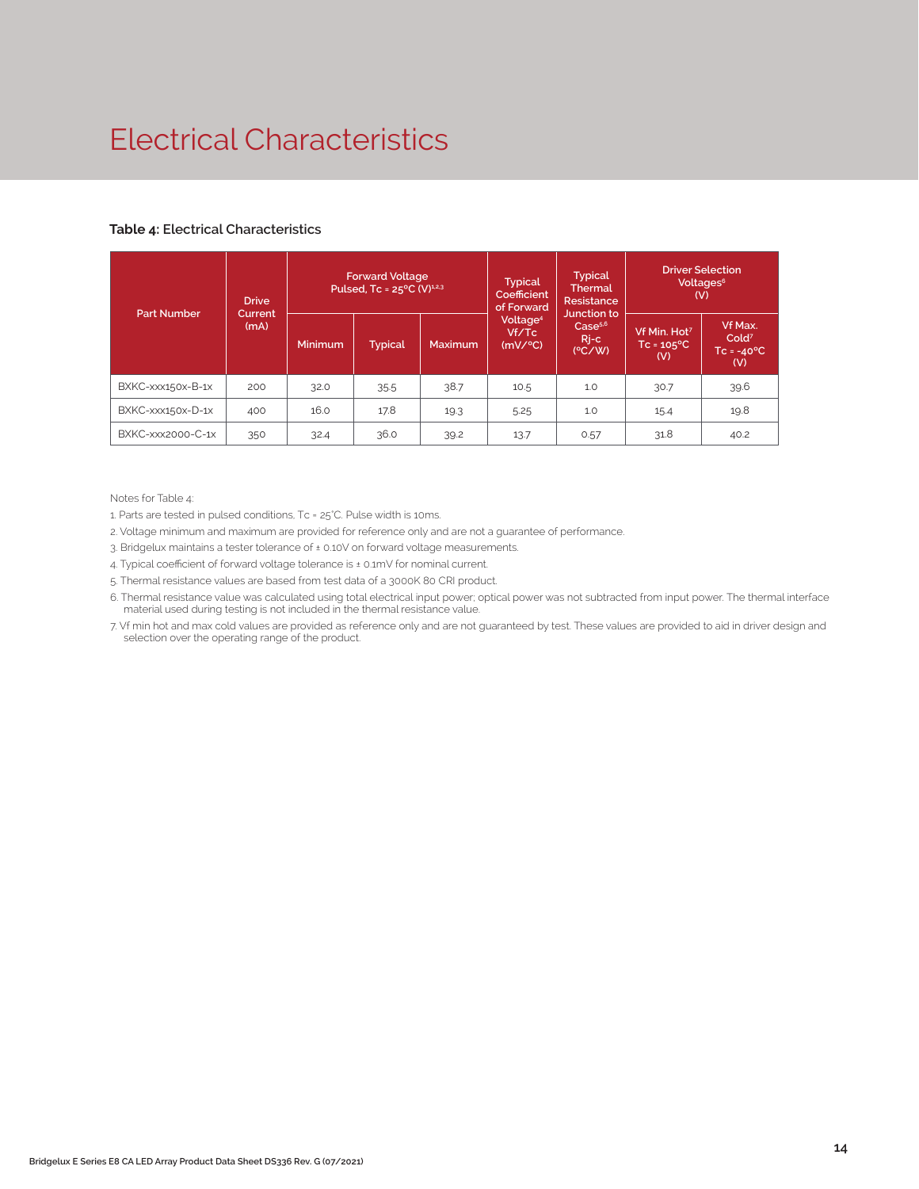# Electrical Characteristics

**Table 4:** Electrical Characteristics

| Part Number | Drive Current (mA) | Forward Voltage Pulsed, Tc = 25°C (V)[1,2,3] | | | Typical Coefficient of Forward Voltage[4] Vf/Tc (mV/°C) | Typical Thermal Resistance Junction to Case[5,6] Rj-c (°C/W) | Driver Selection Voltages[6] (V) | |
|---|---|---|---|---|---|---|---|---|
| | | Minimum | Typical | Maximum | | | Vf Min. Hot[7] Tc = 105°C (V) | Vf Max. Cold[7] Tc = -40°C (V) |
| BXKC-xxx150x-B-1x | 200 | 32.0 | 35.5 | 38.7 | 10.5 | 1.0 | 30.7 | 39.6 |
| BXKC-xxx150x-D-1x | 400 | 16.0 | 17.8 | 19.3 | 5.25 | 1.0 | 15.4 | 19.8 |
| BXKC-xxx2000-C-1x | 350 | 32.4 | 36.0 | 39.2 | 13.7 | 0.57 | 31.8 | 40.2 |

Notes for Table 4:

1. Parts are tested in pulsed conditions, Tc = 25°C. Pulse width is 10ms.
2. Voltage minimum and maximum are provided for reference only and are not a guarantee of performance.
3. Bridgelux maintains a tester tolerance of ± 0.10V on forward voltage measurements.
4. Typical coefficient of forward voltage tolerance is ± 0.1mV for nominal current.
5. Thermal resistance values are based from test data of a 3000K 80 CRI product.
6. Thermal resistance value was calculated using total electrical input power; optical power was not subtracted from input power. The thermal interface material used during testing is not included in the thermal resistance value.
7. Vf min hot and max cold values are provided as reference only and are not guaranteed by test. These values are provided to aid in driver design and selection over the operating range of the product.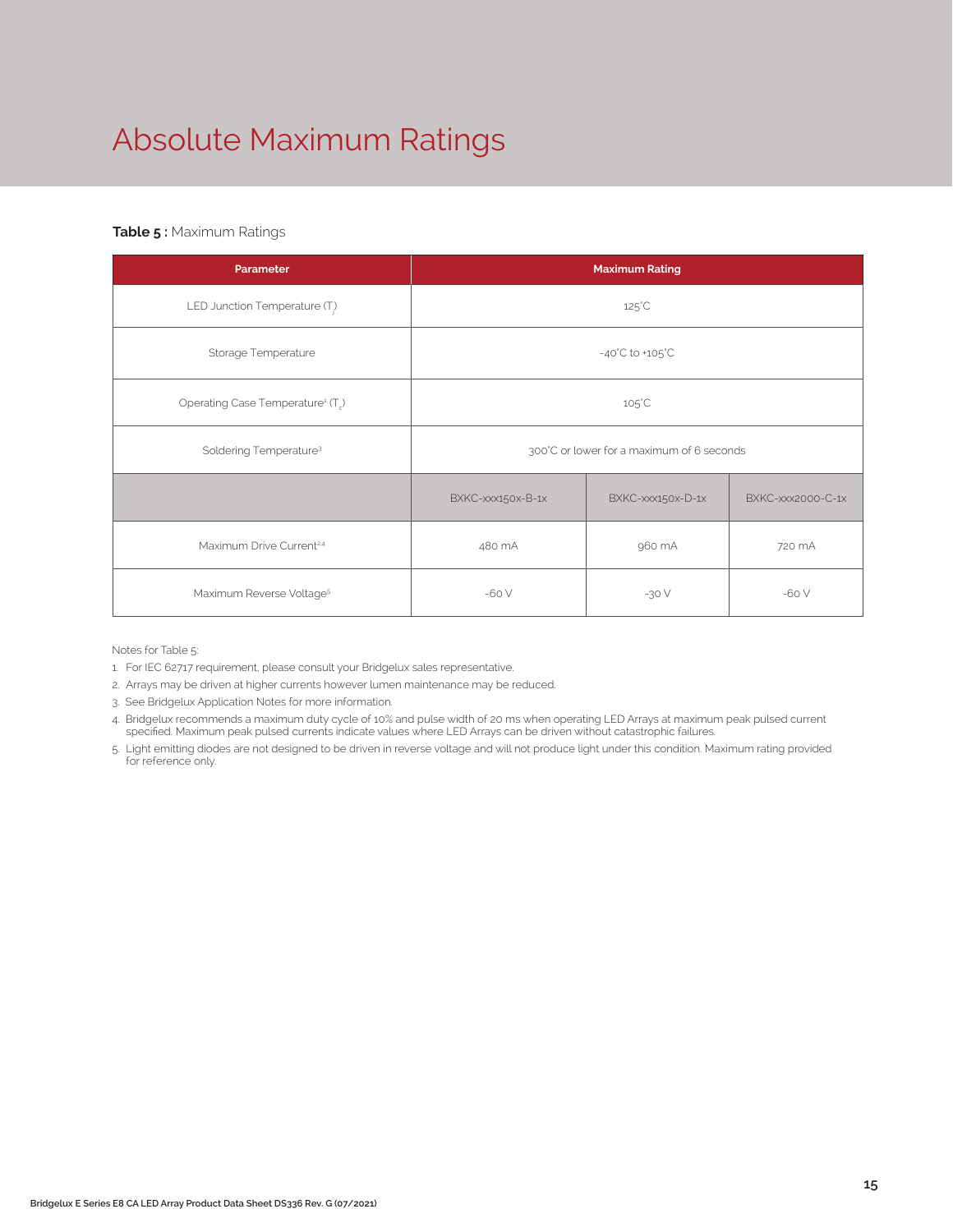# Absolute Maximum Ratings

**Table 5 :** Maximum Ratings

| Parameter | Maximum Rating | | |
|---|---|---|---|
| LED Junction Temperature ($T_j$) | 125°C | | |
| Storage Temperature | -40°C to +105°C | | |
| Operating Case Temperature[1] ($T_c$) | 105°C | | |
| Soldering Temperature[3] | 300°C or lower for a maximum of 6 seconds | | |
| | BXKC-xxx150x-B-1x | BXKC-xxx150x-D-1x | BXKC-xxx2000-C-1x |
| Maximum Drive Current[2,4] | 480 mA | 960 mA | 720 mA |
| Maximum Reverse Voltage[5] | -60 V | -30 V | -60 V |

Notes for Table 5:

1. For IEC 62717 requirement, please consult your Bridgelux sales representative.
2. Arrays may be driven at higher currents however lumen maintenance may be reduced.
3. See Bridgelux Application Notes for more information.
4. Bridgelux recommends a maximum duty cycle of 10% and pulse width of 20 ms when operating LED Arrays at maximum peak pulsed current specified. Maximum peak pulsed currents indicate values where LED Arrays can be driven without catastrophic failures.
5. Light emitting diodes are not designed to be driven in reverse voltage and will not produce light under this condition. Maximum rating provided for reference only.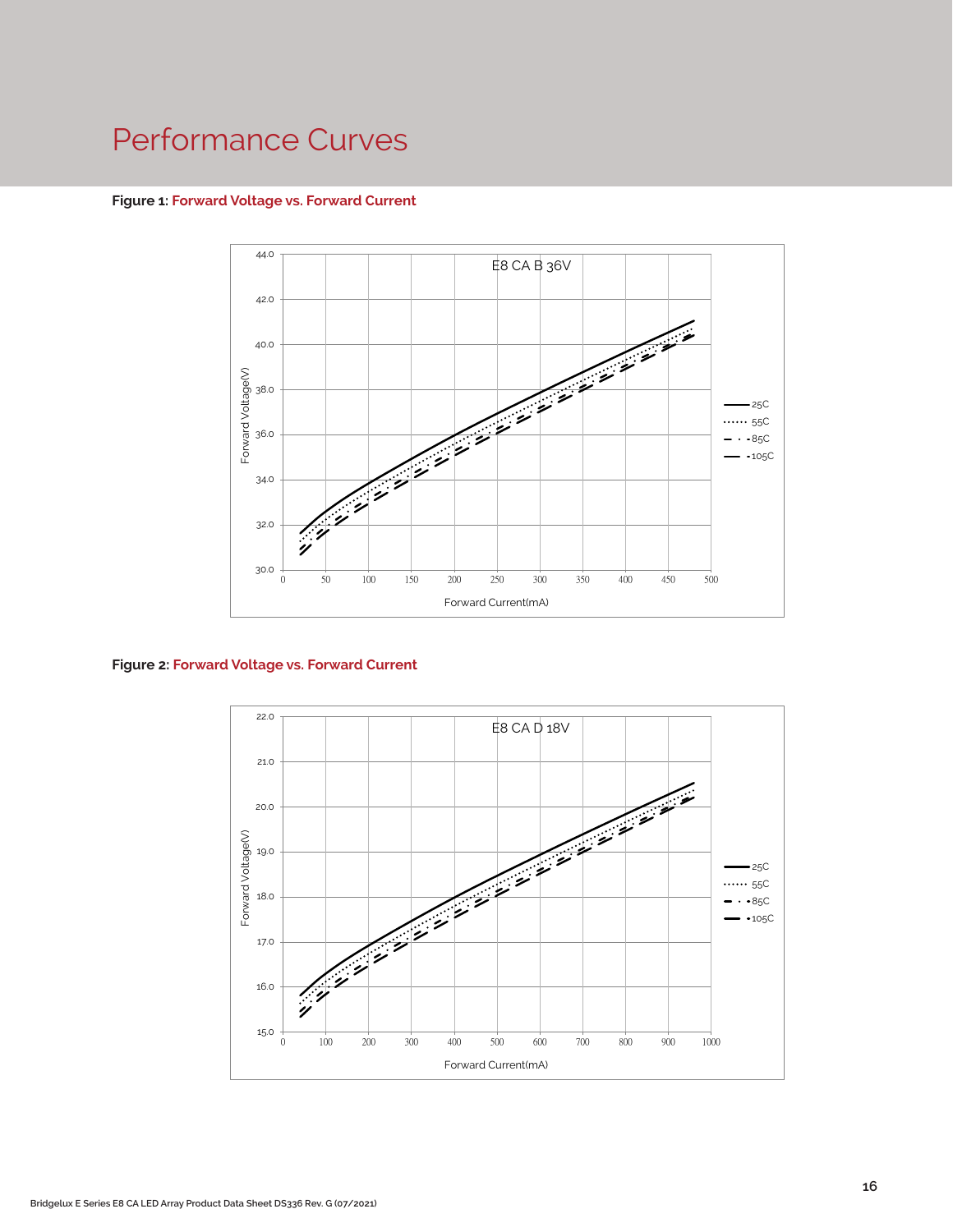# Performance Curves

**Figure 1:** **Forward Voltage vs. Forward Current**

**Figure 2:** **Forward Voltage vs. Forward Current**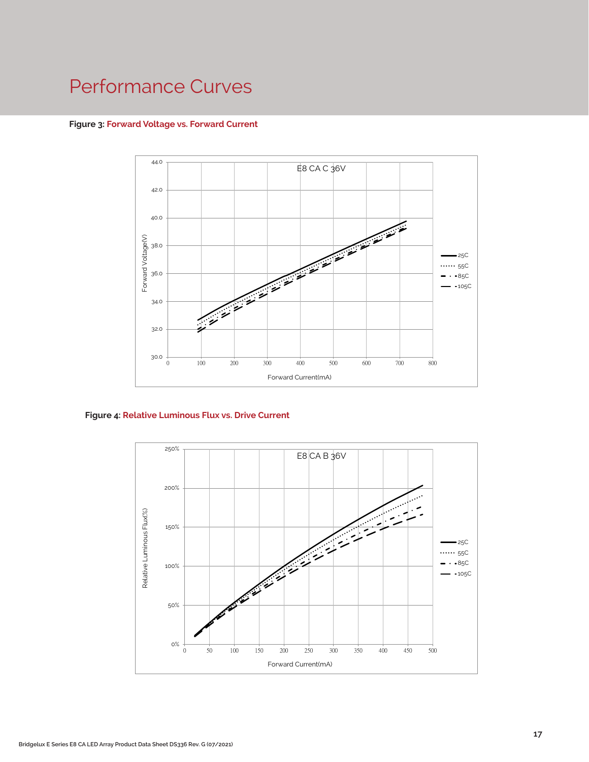# Performance Curves

**Figure 3: Forward Voltage vs. Forward Current**

**Figure 4: Relative Luminous Flux vs. Drive Current**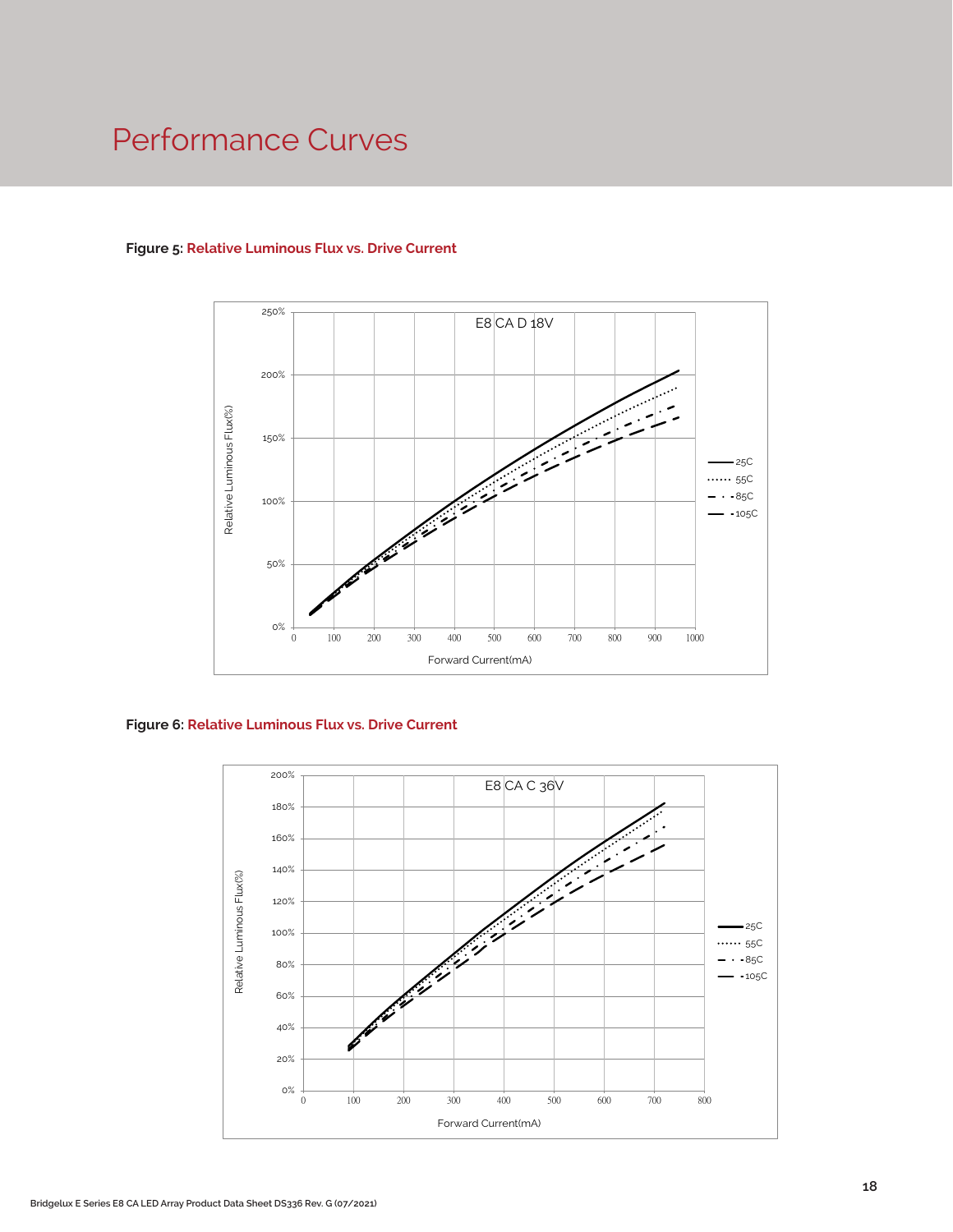# Performance Curves

**Figure 5: Relative Luminous Flux vs. Drive Current**

E8 CA D 18V

Relative Luminous Flux(%)

Forward Current(mA)

25C, 55C, 85C, 105C

**Figure 6: Relative Luminous Flux vs. Drive Current**

E8 CA C 36V

Relative Luminous Flux(%)

Forward Current(mA)

25C, 55C, 85C, 105C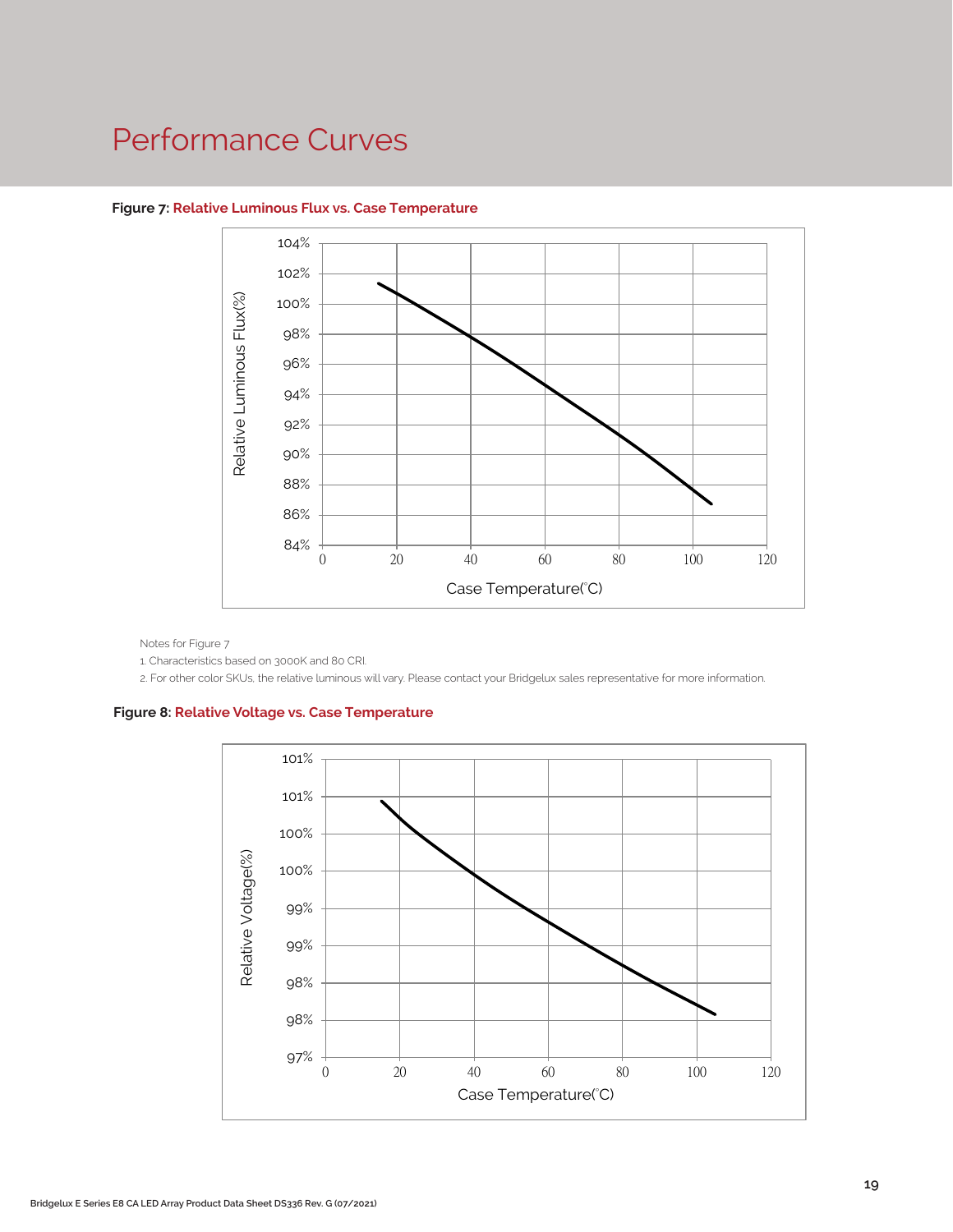# Performance Curves

**Figure 7: Relative Luminous Flux vs. Case Temperature**

Notes for Figure 7

1. Characteristics based on 3000K and 80 CRI.
2. For other color SKUs, the relative luminous will vary. Please contact your Bridgelux sales representative for more information.

**Figure 8: Relative Voltage vs. Case Temperature**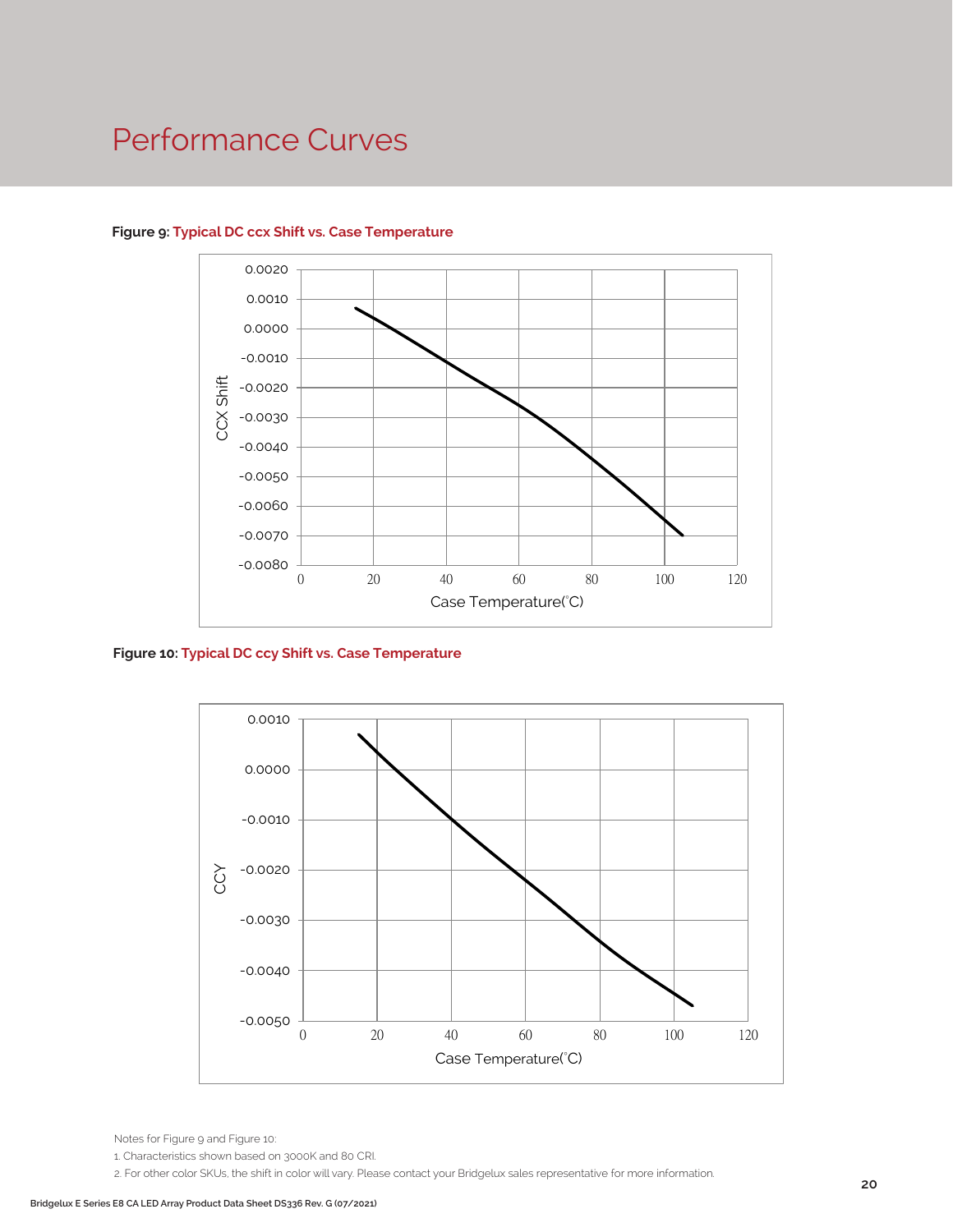# Performance Curves

**Figure 9:** Typical DC ccx Shift vs. Case Temperature

**Figure 10:** Typical DC ccy Shift vs. Case Temperature

Notes for Figure 9 and Figure 10:

1. Characteristics shown based on 3000K and 80 CRI.
2. For other color SKUs, the shift in color will vary. Please contact your Bridgelux sales representative for more information.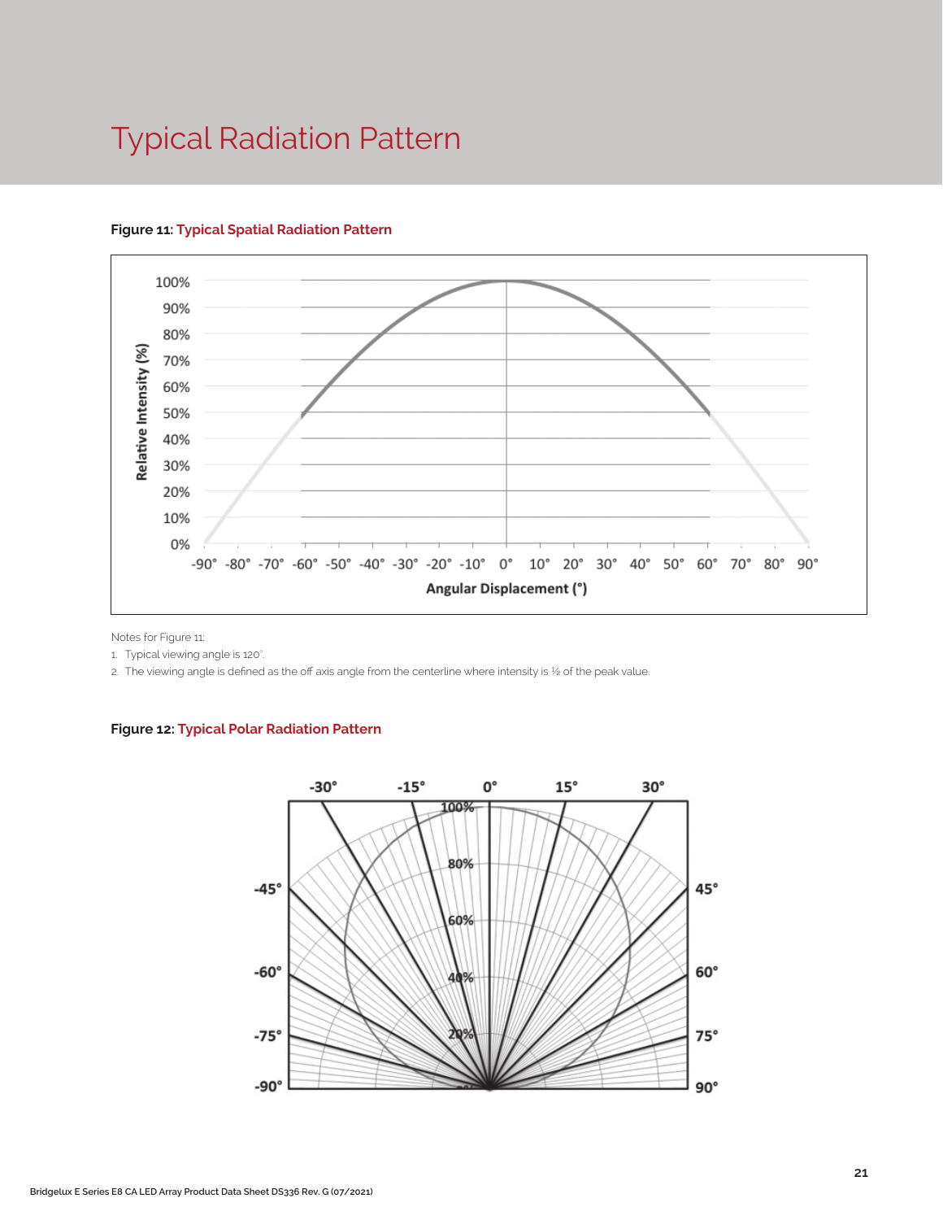# Typical Radiation Pattern

**Figure 11: Typical Spatial Radiation Pattern**

Notes for Figure 11:

1. Typical viewing angle is 120°.
2. The viewing angle is defined as the off axis angle from the centerline where intensity is ½ of the peak value.

**Figure 12: Typical Polar Radiation Pattern**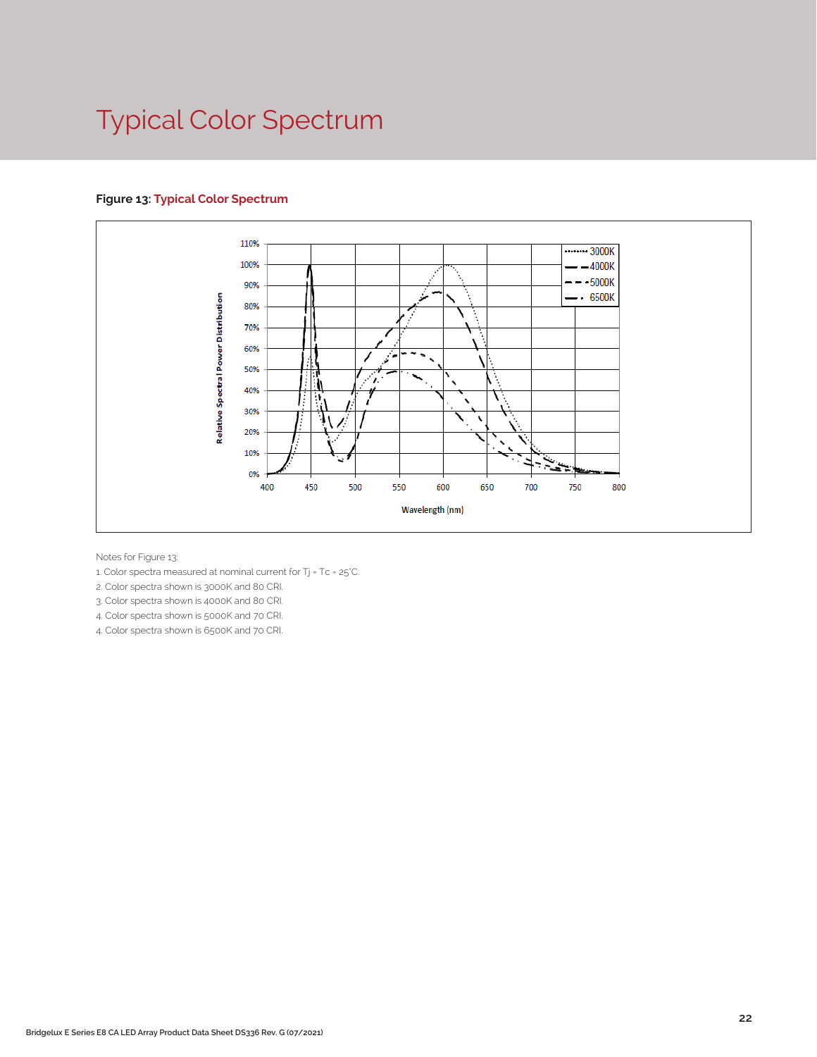# Typical Color Spectrum

**Figure 13: Typical Color Spectrum**

Notes for Figure 13:

1. Color spectra measured at nominal current for Tj = Tc = 25°C.
2. Color spectra shown is 3000K and 80 CRI.
3. Color spectra shown is 4000K and 80 CRI.
4. Color spectra shown is 5000K and 70 CRI.
4. Color spectra shown is 6500K and 70 CRI.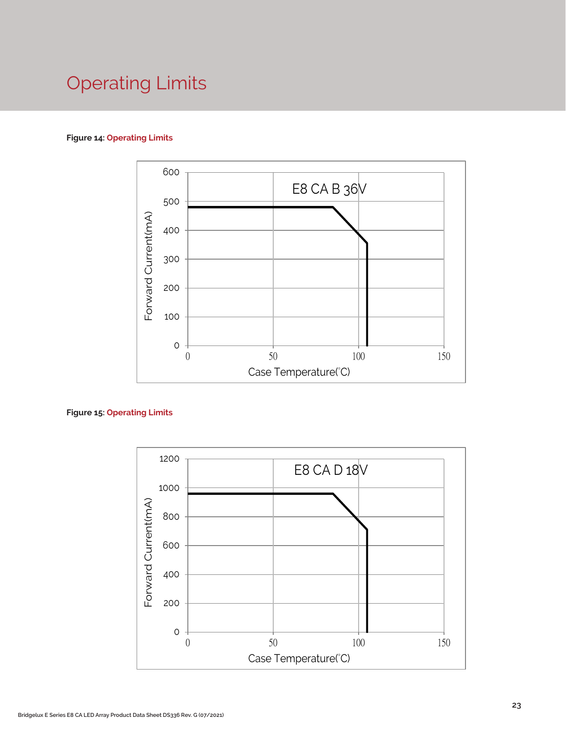# Operating Limits

**Figure 14:** **Operating Limits**

**Figure 15:** **Operating Limits**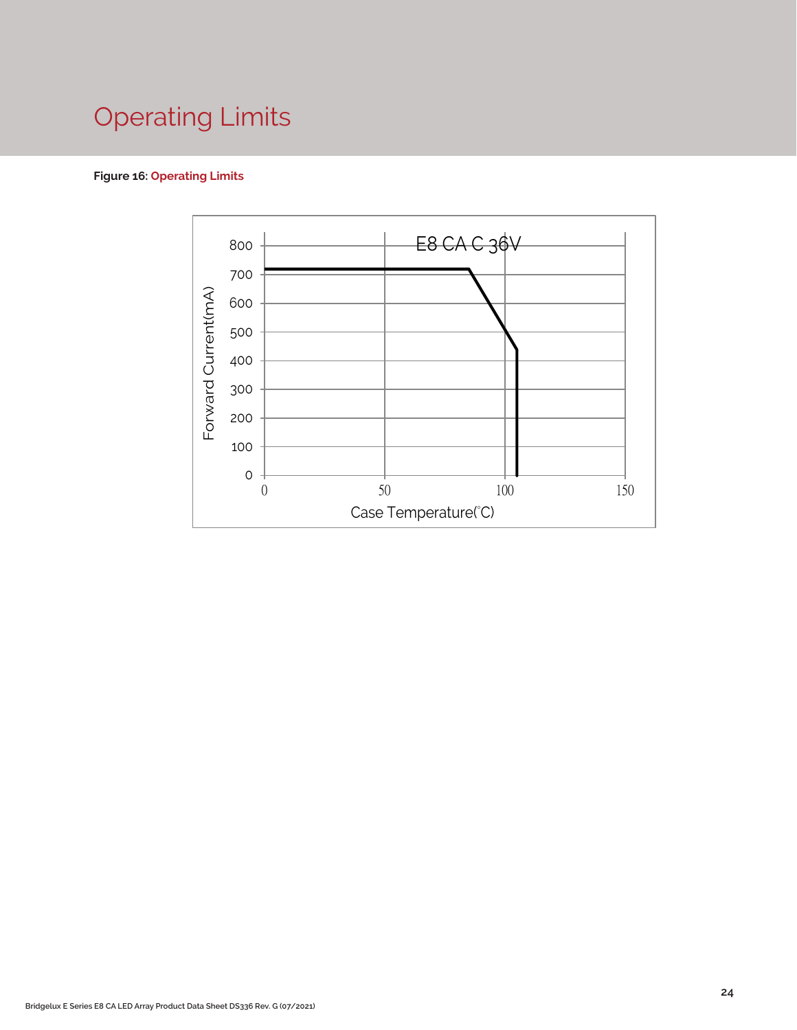# Operating Limits

**Figure 16: Operating Limits**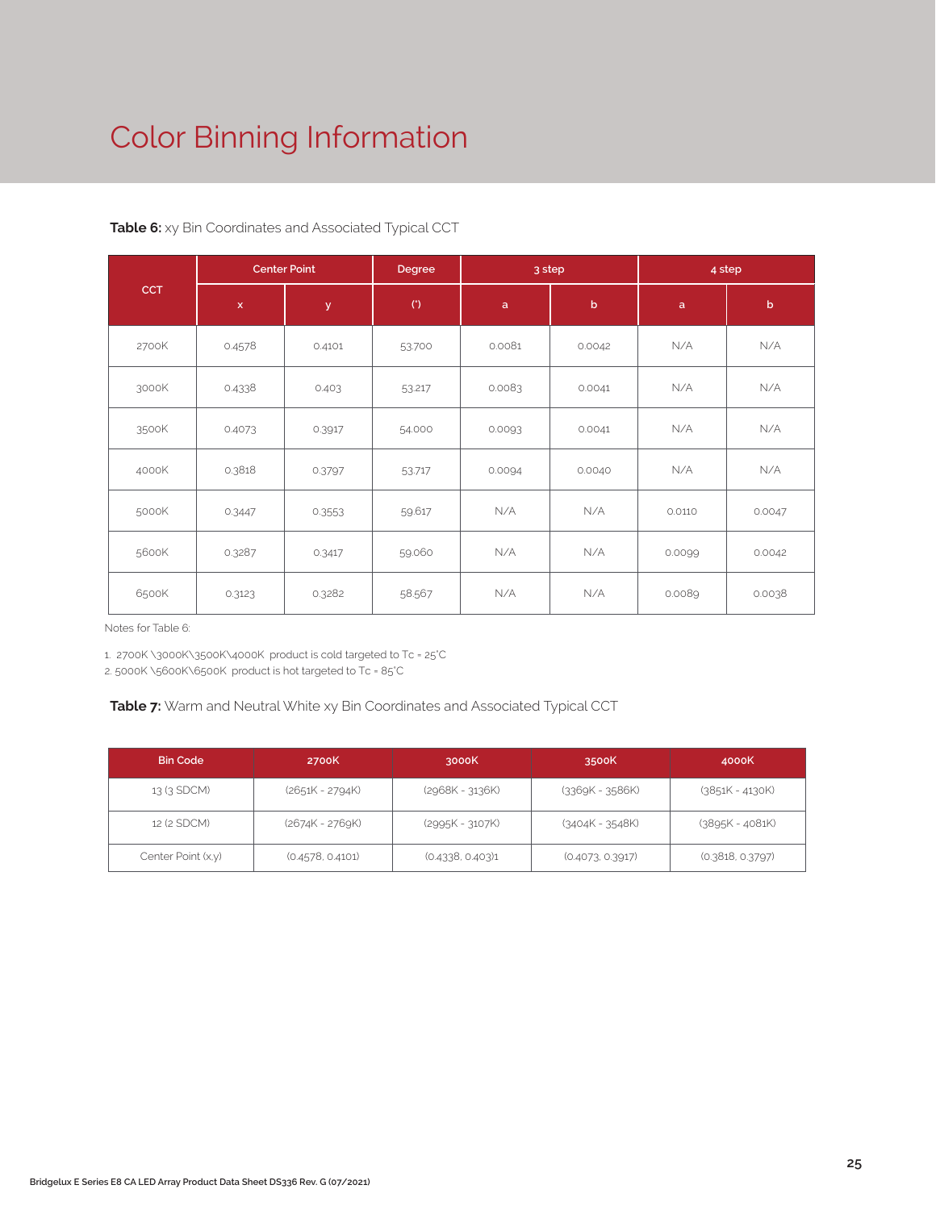# Color Binning Information

**Table 6:** xy Bin Coordinates and Associated Typical CCT

| CCT | Center Point | | Degree | 3 step | | 4 step | |
|---|---|---|---|---|---|---|---|
| | x | y | (°) | a | b | a | b |
| 2700K | 0.4578 | 0.4101 | 53.700 | 0.0081 | 0.0042 | N/A | N/A |
| 3000K | 0.4338 | 0.403 | 53.217 | 0.0083 | 0.0041 | N/A | N/A |
| 3500K | 0.4073 | 0.3917 | 54.000 | 0.0093 | 0.0041 | N/A | N/A |
| 4000K | 0.3818 | 0.3797 | 53.717 | 0.0094 | 0.0040 | N/A | N/A |
| 5000K | 0.3447 | 0.3553 | 59.617 | N/A | N/A | 0.0110 | 0.0047 |
| 5600K | 0.3287 | 0.3417 | 59.060 | N/A | N/A | 0.0099 | 0.0042 |
| 6500K | 0.3123 | 0.3282 | 58.567 | N/A | N/A | 0.0089 | 0.0038 |

Notes for Table 6:

1. 2700K \3000K\3500K\4000K product is cold targeted to Tc = 25°C
2. 5000K \5600K\6500K product is hot targeted to Tc = 85°C

**Table 7:** Warm and Neutral White xy Bin Coordinates and Associated Typical CCT

| Bin Code | 2700K | 3000K | 3500K | 4000K |
|---|---|---|---|---|
| 13 (3 SDCM) | (2651K - 2794K) | (2968K - 3136K) | (3369K - 3586K) | (3851K - 4130K) |
| 12 (2 SDCM) | (2674K - 2769K) | (2995K - 3107K) | (3404K - 3548K) | (3895K - 4081K) |
| Center Point (x,y) | (0.4578, 0.4101) | (0.4338, 0.403)1 | (0.4073, 0.3917) | (0.3818, 0.3797) |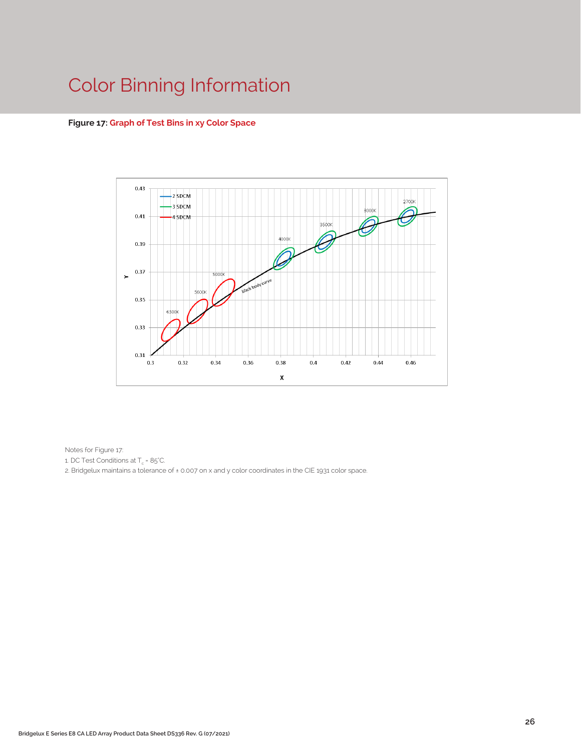# Color Binning Information

**Figure 17:** Graph of Test Bins in xy Color Space

Notes for Figure 17:

1. DC Test Conditions at $T_c$ = 85°C.
2. Bridgelux maintains a tolerance of ± 0.007 on x and y color coordinates in the CIE 1931 color space.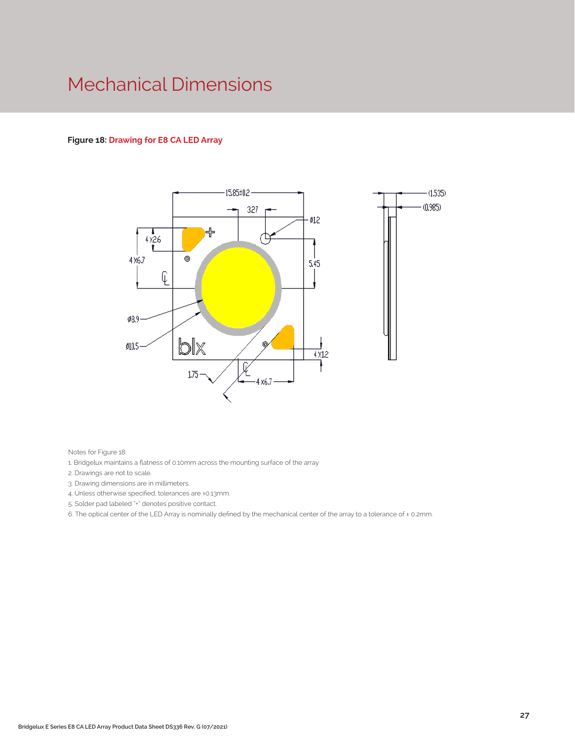# Mechanical Dimensions

**Figure 18:** **Drawing for E8 CA LED Array**

Notes for Figure 18:

1. Bridgelux maintains a flatness of 0.10mm across the mounting surface of the array
2. Drawings are not to scale.
3. Drawing dimensions are in millimeters.
4. Unless otherwise specified, tolerances are ±0.13mm.
5. Solder pad labeled "+" denotes positive contact.
6. The optical center of the LED Array is nominally defined by the mechanical center of the array to a tolerance of ± 0.2mm.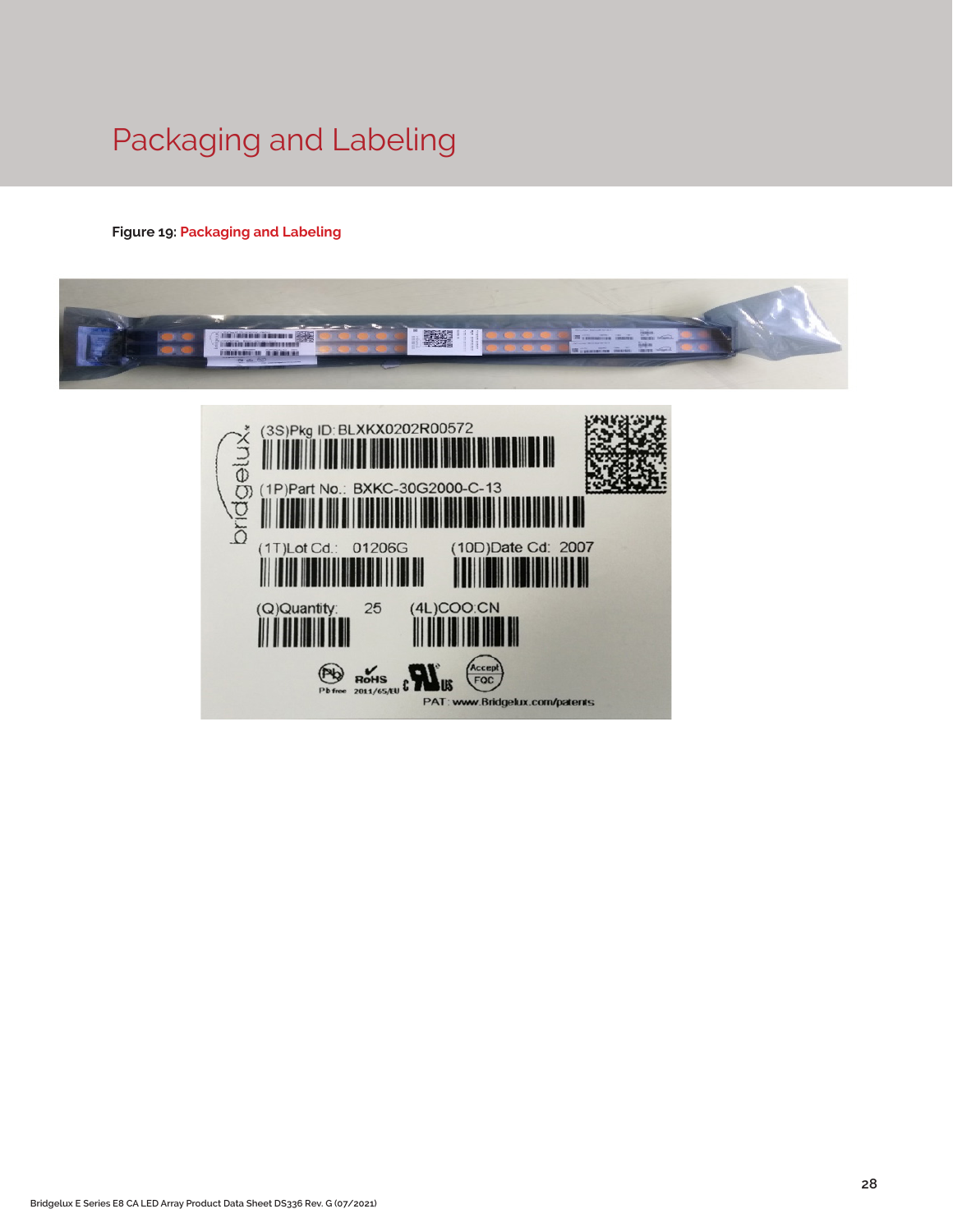# Packaging and Labeling

**Figure 19: Packaging and Labeling**

(3S)Pkg ID: BLXKX0202R00572

(1P)Part No.: BXKC-30G2000-C-13

(1T)Lot Cd.: 01206G

(10D)Date Cd: 2007

(Q)Quantity: 25

(4L)COO:CN

Pb free RoHS 2011/65/EU

Accept FQC

PAT: www.Bridgelux.com/patents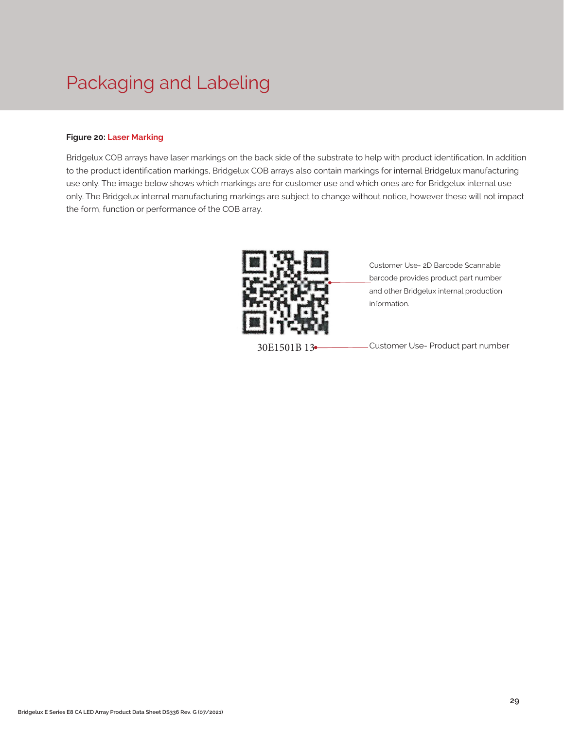# Packaging and Labeling

**Figure 20: Laser Marking**

Bridgelux COB arrays have laser markings on the back side of the substrate to help with product identification. In addition to the product identification markings, Bridgelux COB arrays also contain markings for internal Bridgelux manufacturing use only. The image below shows which markings are for customer use and which ones are for Bridgelux internal use only. The Bridgelux internal manufacturing markings are subject to change without notice, however these will not impact the form, function or performance of the COB array.

Customer Use- 2D Barcode Scannable barcode provides product part number and other Bridgelux internal production information.

30E1501B 13

Customer Use- Product part number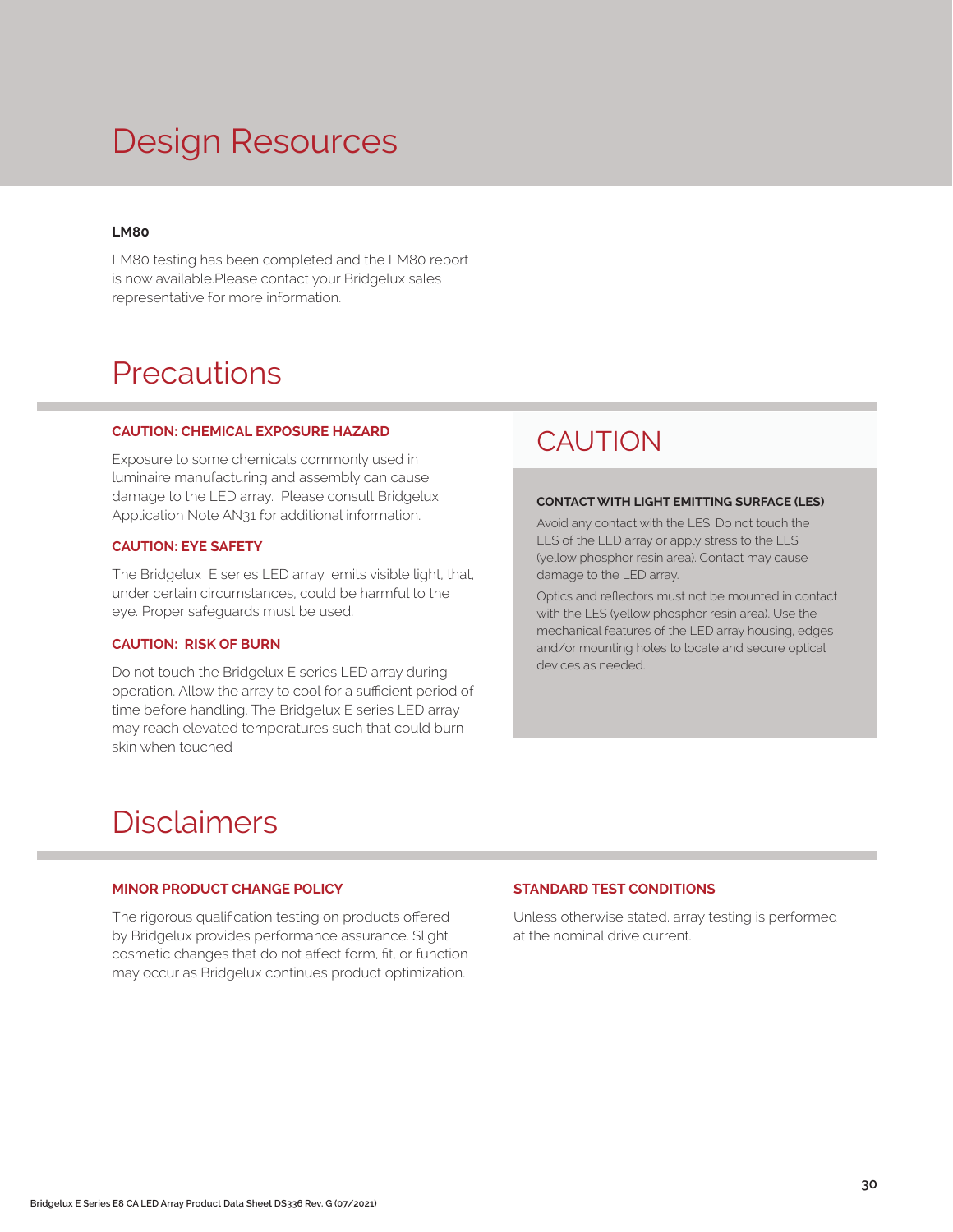# Design Resources

**LM80**

LM80 testing has been completed and the LM80 report is now available.Please contact your Bridgelux sales representative for more information.

# Precautions

### CAUTION: CHEMICAL EXPOSURE HAZARD

Exposure to some chemicals commonly used in luminaire manufacturing and assembly can cause damage to the LED array. Please consult Bridgelux Application Note AN31 for additional information.

### CAUTION: EYE SAFETY

The Bridgelux E series LED array emits visible light, that, under certain circumstances, could be harmful to the eye. Proper safeguards must be used.

### CAUTION: RISK OF BURN

Do not touch the Bridgelux E series LED array during operation. Allow the array to cool for a sufficient period of time before handling. The Bridgelux E series LED array may reach elevated temperatures such that could burn skin when touched

## CAUTION

**CONTACT WITH LIGHT EMITTING SURFACE (LES)**

Avoid any contact with the LES. Do not touch the LES of the LED array or apply stress to the LES (yellow phosphor resin area). Contact may cause damage to the LED array.

Optics and reflectors must not be mounted in contact with the LES (yellow phosphor resin area). Use the mechanical features of the LED array housing, edges and/or mounting holes to locate and secure optical devices as needed.

# Disclaimers

### MINOR PRODUCT CHANGE POLICY

The rigorous qualification testing on products offered by Bridgelux provides performance assurance. Slight cosmetic changes that do not affect form, fit, or function may occur as Bridgelux continues product optimization.

### STANDARD TEST CONDITIONS

Unless otherwise stated, array testing is performed at the nominal drive current.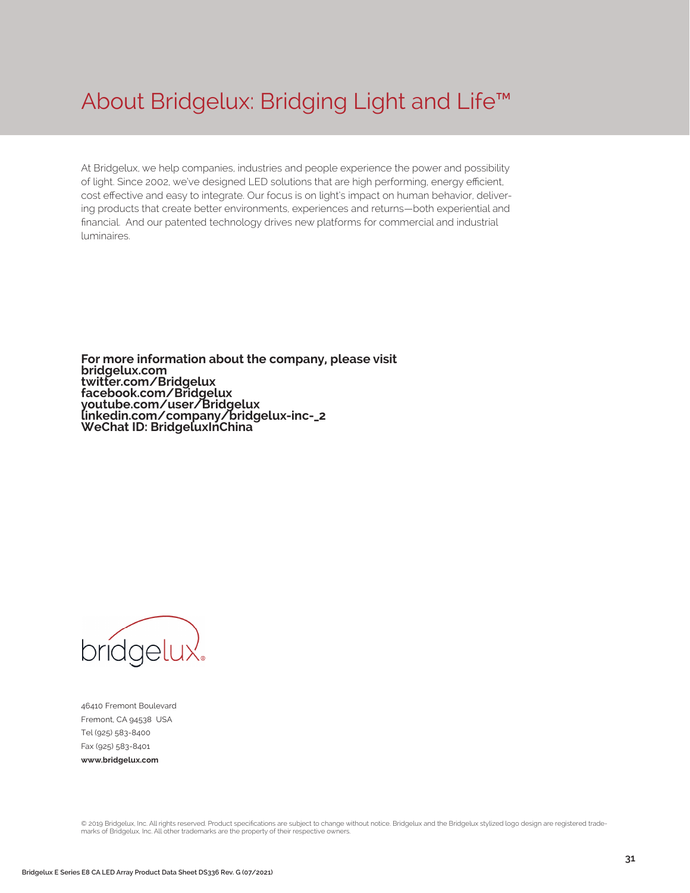# About Bridgelux: Bridging Light and Life™

At Bridgelux, we help companies, industries and people experience the power and possibility of light. Since 2002, we've designed LED solutions that are high performing, energy efficient, cost effective and easy to integrate. Our focus is on light's impact on human behavior, delivering products that create better environments, experiences and returns—both experiential and financial. And our patented technology drives new platforms for commercial and industrial luminaires.

**For more information about the company, please visit**
**bridgelux.com**
**twitter.com/Bridgelux**
**facebook.com/Bridgelux**
**youtube.com/user/Bridgelux**
**linkedin.com/company/bridgelux-inc-_2**
**WeChat ID: BridgeluxInChina**

bridgelux®

46410 Fremont Boulevard
Fremont, CA 94538 USA
Tel (925) 583-8400
Fax (925) 583-8401
**www.bridgelux.com**

© 2019 Bridgelux, Inc. All rights reserved. Product specifications are subject to change without notice. Bridgelux and the Bridgelux stylized logo design are registered trademarks of Bridgelux, Inc. All other trademarks are the property of their respective owners.